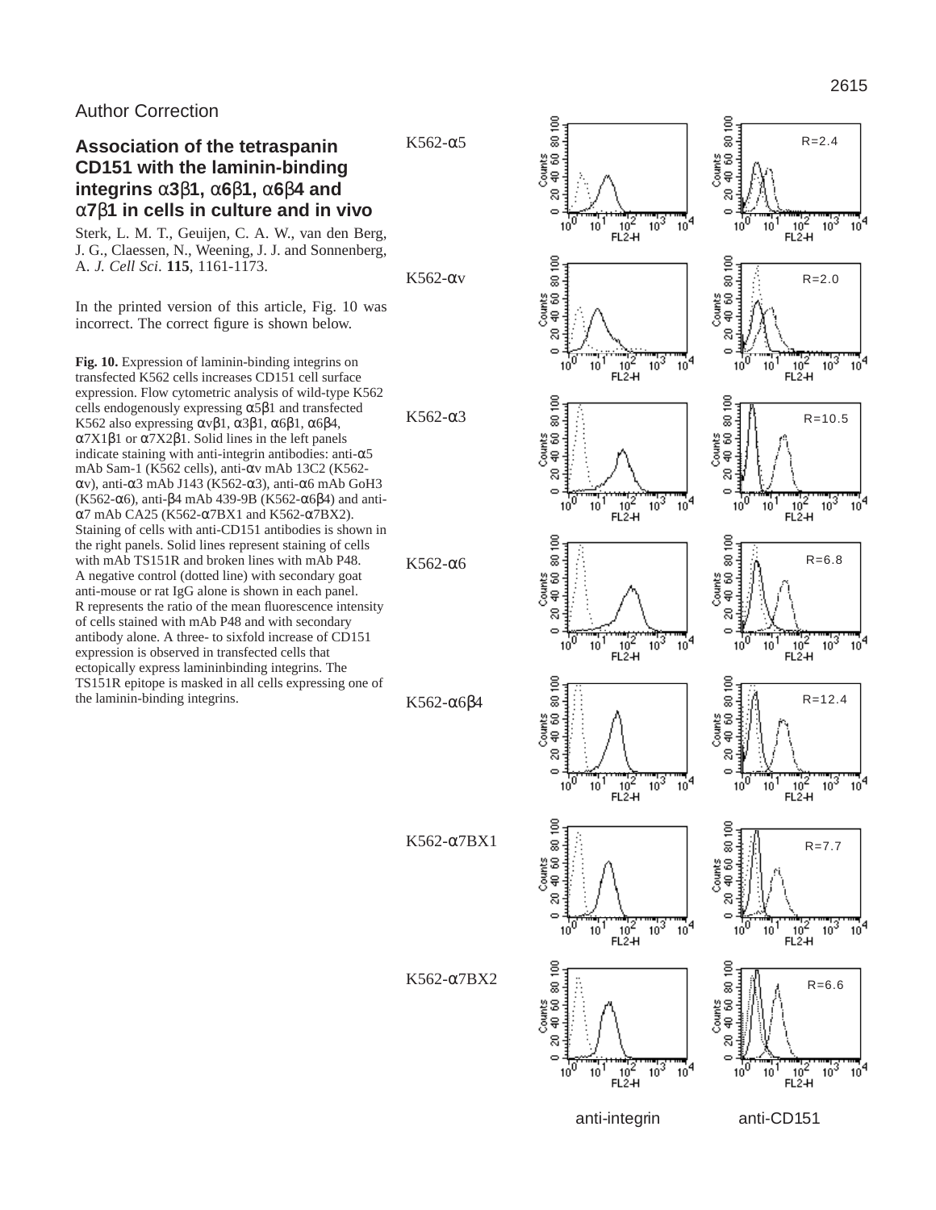Author Correction

## Association of the tetraspanin CD151 with the laminin-binding integrins α3β1, α6β1, α6β4 and α7β1 in cells in culture and in vivo

Sterk, L. M. T., Geuijen, C. A. W., van den Berg, J. G., Claessen, N., Weening, J. J. and Sonnenberg, A. *J. Cell Sci.* **115**, 1161-1173.

In the printed version of this article, Fig. 10 was incorrect. The correct figure is shown below.

**Fig. 10.** Expression of laminin-binding integrins on transfected K562 cells increases CD151 cell surface expression. Flow cytometric analysis of wild-type K562 cells endogenously expressing α5β1 and transfected K562 also expressing αvβ1, α3β1, α6β1, α6β4, α7X1β1 or α7X2β1. Solid lines in the left panels indicate staining with anti-integrin antibodies: anti-α5 mAb Sam-1 (K562 cells), anti-αv mAb 13C2 (K562-αv), anti-α3 mAb J143 (K562-α3), anti-α6 mAb GoH3 (K562-α6), anti-β4 mAb 439-9B (K562-α6β4) and anti-α7 mAb CA25 (K562-α7BX1 and K562-α7BX2). Staining of cells with anti-CD151 antibodies is shown in the right panels. Solid lines represent staining of cells with mAb TS151R and broken lines with mAb P48. A negative control (dotted line) with secondary goat anti-mouse or rat IgG alone is shown in each panel. R represents the ratio of the mean fluorescence intensity of cells stained with mAb P48 and with secondary antibody alone. A three- to sixfold increase of CD151 expression is observed in transfected cells that ectopically express lamininbinding integrins. The TS151R epitope is masked in all cells expressing one of the laminin-binding integrins.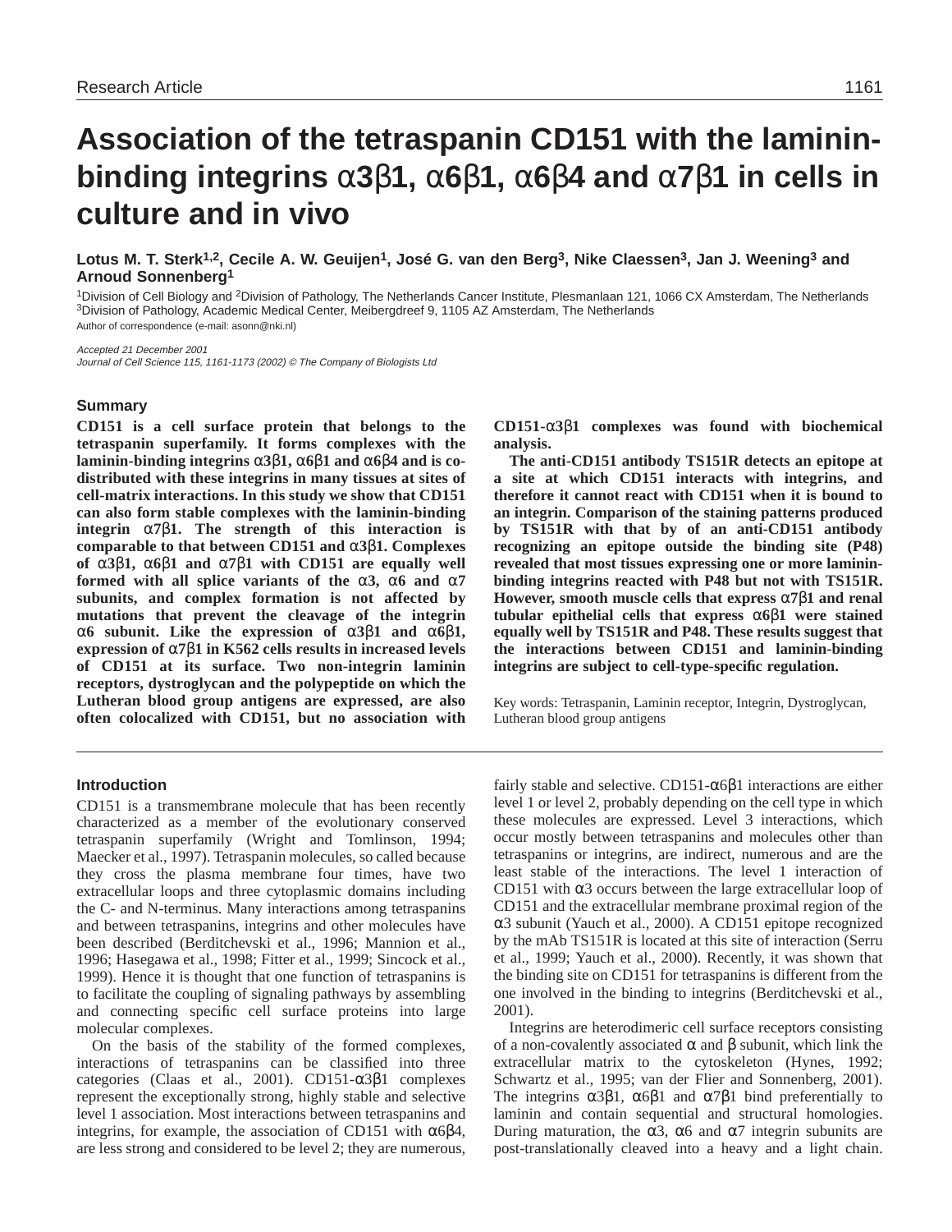# Association of the tetraspanin CD151 with the laminin-binding integrins α3β1, α6β1, α6β4 and α7β1 in cells in culture and in vivo

**Lotus M. T. Sterk[1,2], Cecile A. W. Geuijen[1], José G. van den Berg[3], Nike Claessen[3], Jan J. Weening[3] and Arnoud Sonnenberg[1]**

[1]Division of Cell Biology and [2]Division of Pathology, The Netherlands Cancer Institute, Plesmanlaan 121, 1066 CX Amsterdam, The Netherlands
[3]Division of Pathology, Academic Medical Center, Meibergdreef 9, 1105 AZ Amsterdam, The Netherlands
Author of correspondence (e-mail: asonn@nki.nl)

*Accepted 21 December 2001*
*Journal of Cell Science 115, 1161-1173 (2002) © The Company of Biologists Ltd*

## Summary

**CD151 is a cell surface protein that belongs to the tetraspanin superfamily. It forms complexes with the laminin-binding integrins α3β1, α6β1 and α6β4 and is co-distributed with these integrins in many tissues at sites of cell-matrix interactions. In this study we show that CD151 can also form stable complexes with the laminin-binding integrin α7β1. The strength of this interaction is comparable to that between CD151 and α3β1. Complexes of α3β1, α6β1 and α7β1 with CD151 are equally well formed with all splice variants of the α3, α6 and α7 subunits, and complex formation is not affected by mutations that prevent the cleavage of the integrin α6 subunit. Like the expression of α3β1 and α6β1, expression of α7β1 in K562 cells results in increased levels of CD151 at its surface. Two non-integrin laminin receptors, dystroglycan and the polypeptide on which the Lutheran blood group antigens are expressed, are also often colocalized with CD151, but no association with CD151-α3β1 complexes was found with biochemical analysis.**

**The anti-CD151 antibody TS151R detects an epitope at a site at which CD151 interacts with integrins, and therefore it cannot react with CD151 when it is bound to an integrin. Comparison of the staining patterns produced by TS151R with that by of an anti-CD151 antibody recognizing an epitope outside the binding site (P48) revealed that most tissues expressing one or more laminin-binding integrins reacted with P48 but not with TS151R. However, smooth muscle cells that express α7β1 and renal tubular epithelial cells that express α6β1 were stained equally well by TS151R and P48. These results suggest that the interactions between CD151 and laminin-binding integrins are subject to cell-type-specific regulation.**

Key words: Tetraspanin, Laminin receptor, Integrin, Dystroglycan, Lutheran blood group antigens

## Introduction

CD151 is a transmembrane molecule that has been recently characterized as a member of the evolutionary conserved tetraspanin superfamily (Wright and Tomlinson, 1994; Maecker et al., 1997). Tetraspanin molecules, so called because they cross the plasma membrane four times, have two extracellular loops and three cytoplasmic domains including the C- and N-terminus. Many interactions among tetraspanins and between tetraspanins, integrins and other molecules have been described (Berditchevski et al., 1996; Mannion et al., 1996; Hasegawa et al., 1998; Fitter et al., 1999; Sincock et al., 1999). Hence it is thought that one function of tetraspanins is to facilitate the coupling of signaling pathways by assembling and connecting specific cell surface proteins into large molecular complexes.

On the basis of the stability of the formed complexes, interactions of tetraspanins can be classified into three categories (Claas et al., 2001). CD151-α3β1 complexes represent the exceptionally strong, highly stable and selective level 1 association. Most interactions between tetraspanins and integrins, for example, the association of CD151 with α6β4, are less strong and considered to be level 2; they are numerous, fairly stable and selective. CD151-α6β1 interactions are either level 1 or level 2, probably depending on the cell type in which these molecules are expressed. Level 3 interactions, which occur mostly between tetraspanins and molecules other than tetraspanins or integrins, are indirect, numerous and are the least stable of the interactions. The level 1 interaction of CD151 with α3 occurs between the large extracellular loop of CD151 and the extracellular membrane proximal region of the α3 subunit (Yauch et al., 2000). A CD151 epitope recognized by the mAb TS151R is located at this site of interaction (Serru et al., 1999; Yauch et al., 2000). Recently, it was shown that the binding site on CD151 for tetraspanins is different from the one involved in the binding to integrins (Berditchevski et al., 2001).

Integrins are heterodimeric cell surface receptors consisting of a non-covalently associated α and β subunit, which link the extracellular matrix to the cytoskeleton (Hynes, 1992; Schwartz et al., 1995; van der Flier and Sonnenberg, 2001). The integrins α3β1, α6β1 and α7β1 bind preferentially to laminin and contain sequential and structural homologies. During maturation, the α3, α6 and α7 integrin subunits are post-translationally cleaved into a heavy and a light chain.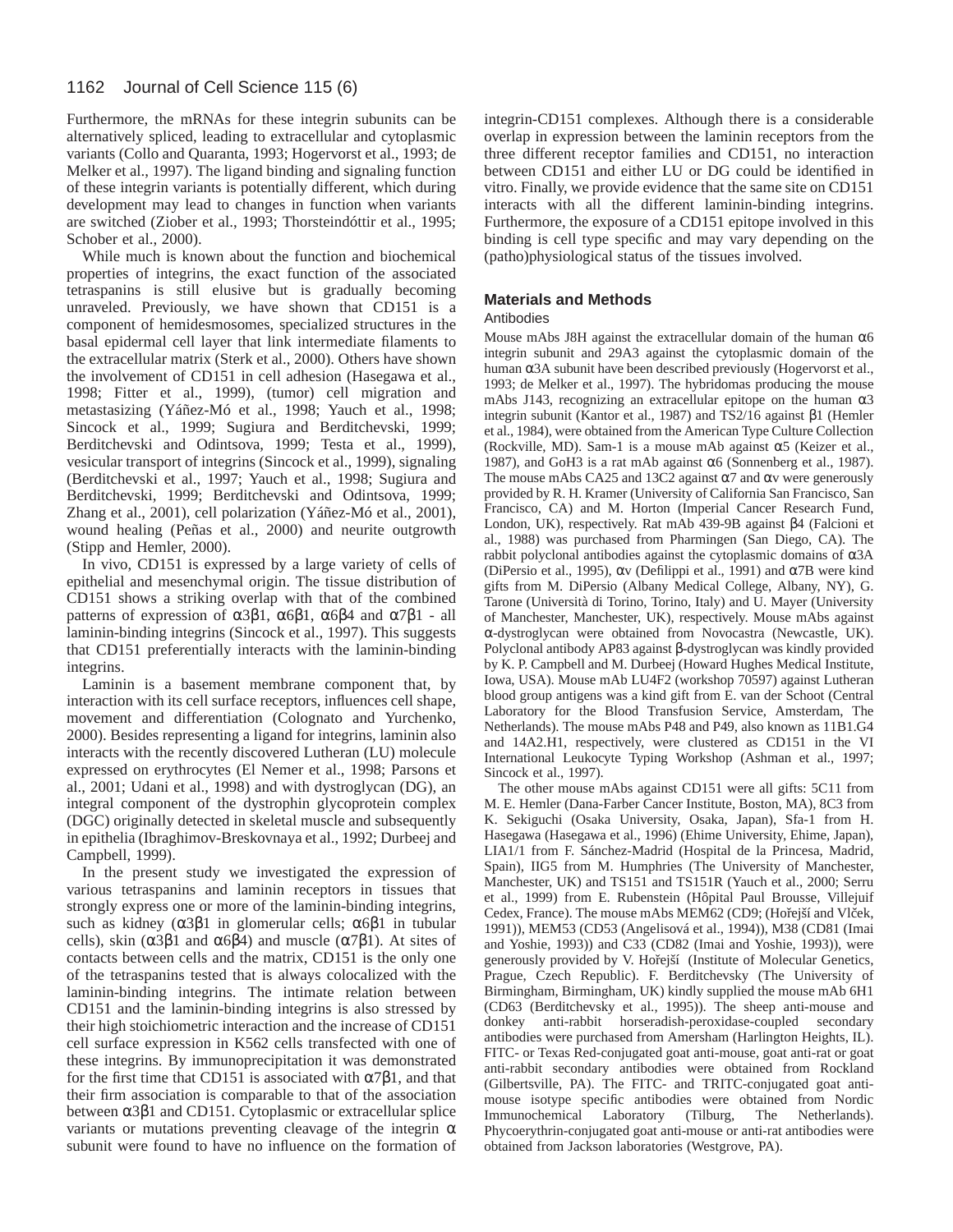Furthermore, the mRNAs for these integrin subunits can be alternatively spliced, leading to extracellular and cytoplasmic variants (Collo and Quaranta, 1993; Hogervorst et al., 1993; de Melker et al., 1997). The ligand binding and signaling function of these integrin variants is potentially different, which during development may lead to changes in function when variants are switched (Ziober et al., 1993; Thorsteindóttir et al., 1995; Schober et al., 2000).

While much is known about the function and biochemical properties of integrins, the exact function of the associated tetraspanins is still elusive but is gradually becoming unraveled. Previously, we have shown that CD151 is a component of hemidesmosomes, specialized structures in the basal epidermal cell layer that link intermediate filaments to the extracellular matrix (Sterk et al., 2000). Others have shown the involvement of CD151 in cell adhesion (Hasegawa et al., 1998; Fitter et al., 1999), (tumor) cell migration and metastasizing (Yáñez-Mó et al., 1998; Yauch et al., 1998; Sincock et al., 1999; Sugiura and Berditchevski, 1999; Berditchevski and Odintsova, 1999; Testa et al., 1999), vesicular transport of integrins (Sincock et al., 1999), signaling (Berditchevski et al., 1997; Yauch et al., 1998; Sugiura and Berditchevski, 1999; Berditchevski and Odintsova, 1999; Zhang et al., 2001), cell polarization (Yáñez-Mó et al., 2001), wound healing (Peñas et al., 2000) and neurite outgrowth (Stipp and Hemler, 2000).

In vivo, CD151 is expressed by a large variety of cells of epithelial and mesenchymal origin. The tissue distribution of CD151 shows a striking overlap with that of the combined patterns of expression of α3β1, α6β1, α6β4 and α7β1 - all laminin-binding integrins (Sincock et al., 1997). This suggests that CD151 preferentially interacts with the laminin-binding integrins.

Laminin is a basement membrane component that, by interaction with its cell surface receptors, influences cell shape, movement and differentiation (Colognato and Yurchenko, 2000). Besides representing a ligand for integrins, laminin also interacts with the recently discovered Lutheran (LU) molecule expressed on erythrocytes (El Nemer et al., 1998; Parsons et al., 2001; Udani et al., 1998) and with dystroglycan (DG), an integral component of the dystrophin glycoprotein complex (DGC) originally detected in skeletal muscle and subsequently in epithelia (Ibraghimov-Beskrovnaya et al., 1992; Durbeej and Campbell, 1999).

In the present study we investigated the expression of various tetraspanins and laminin receptors in tissues that strongly express one or more of the laminin-binding integrins, such as kidney (α3β1 in glomerular cells; α6β1 in tubular cells), skin (α3β1 and α6β4) and muscle (α7β1). At sites of contacts between cells and the matrix, CD151 is the only one of the tetraspanins tested that is always colocalized with the laminin-binding integrins. The intimate relation between CD151 and the laminin-binding integrins is also stressed by their high stoichiometric interaction and the increase of CD151 cell surface expression in K562 cells transfected with one of these integrins. By immunoprecipitation it was demonstrated for the first time that CD151 is associated with α7β1, and that their firm association is comparable to that of the association between α3β1 and CD151. Cytoplasmic or extracellular splice variants or mutations preventing cleavage of the integrin α subunit were found to have no influence on the formation of integrin-CD151 complexes. Although there is a considerable overlap in expression between the laminin receptors from the three different receptor families and CD151, no interaction between CD151 and either LU or DG could be identified in vitro. Finally, we provide evidence that the same site on CD151 interacts with all the different laminin-binding integrins. Furthermore, the exposure of a CD151 epitope involved in this binding is cell type specific and may vary depending on the (patho)physiological status of the tissues involved.

## Materials and Methods

### Antibodies

Mouse mAbs J8H against the extracellular domain of the human α6 integrin subunit and 29A3 against the cytoplasmic domain of the human α3A subunit have been described previously (Hogervorst et al., 1993; de Melker et al., 1997). The hybridomas producing the mouse mAbs J143, recognizing an extracellular epitope on the human α3 integrin subunit (Kantor et al., 1987) and TS2/16 against β1 (Hemler et al., 1984), were obtained from the American Type Culture Collection (Rockville, MD). Sam-1 is a mouse mAb against α5 (Keizer et al., 1987), and GoH3 is a rat mAb against α6 (Sonnenberg et al., 1987). The mouse mAbs CA25 and 13C2 against α7 and αv were generously provided by R. H. Kramer (University of California San Francisco, San Francisco, CA) and M. Horton (Imperial Cancer Research Fund, London, UK), respectively. Rat mAb 439-9B against β4 (Falcioni et al., 1988) was purchased from Pharmingen (San Diego, CA). The rabbit polyclonal antibodies against the cytoplasmic domains of α3A (DiPersio et al., 1995), αv (Defilippi et al., 1991) and α7B were kind gifts from M. DiPersio (Albany Medical College, Albany, NY), G. Tarone (Università di Torino, Torino, Italy) and U. Mayer (University of Manchester, Manchester, UK), respectively. Mouse mAbs against α-dystroglycan were obtained from Novocastra (Newcastle, UK). Polyclonal antibody AP83 against β-dystroglycan was kindly provided by K. P. Campbell and M. Durbeej (Howard Hughes Medical Institute, Iowa, USA). Mouse mAb LU4F2 (workshop 70597) against Lutheran blood group antigens was a kind gift from E. van der Schoot (Central Laboratory for the Blood Transfusion Service, Amsterdam, The Netherlands). The mouse mAbs P48 and P49, also known as 11B1.G4 and 14A2.H1, respectively, were clustered as CD151 in the VI International Leukocyte Typing Workshop (Ashman et al., 1997; Sincock et al., 1997).

The other mouse mAbs against CD151 were all gifts: 5C11 from M. E. Hemler (Dana-Farber Cancer Institute, Boston, MA), 8C3 from K. Sekiguchi (Osaka University, Osaka, Japan), Sfa-1 from H. Hasegawa (Hasegawa et al., 1996) (Ehime University, Ehime, Japan), LIA1/1 from F. Sánchez-Madrid (Hospital de la Princesa, Madrid, Spain), IIG5 from M. Humphries (The University of Manchester, Manchester, UK) and TS151 and TS151R (Yauch et al., 2000; Serru et al., 1999) from E. Rubenstein (Hôpital Paul Brousse, Villejuif Cedex, France). The mouse mAbs MEM62 (CD9; Hořejší and Vlček, 1991)), MEM53 (CD53 (Angelisová et al., 1994)), M38 (CD81 (Imai and Yoshie, 1993)) and C33 (CD82 (Imai and Yoshie, 1993)), were generously provided by V. Hořejší (Institute of Molecular Genetics, Prague, Czech Republic). F. Berditchevsky (The University of Birmingham, Birmingham, UK) kindly supplied the mouse mAb 6H1 (CD63 (Berditchevsky et al., 1995)). The sheep anti-mouse and donkey anti-rabbit horseradish-peroxidase-coupled secondary antibodies were purchased from Amersham (Harlington Heights, IL). FITC- or Texas Red-conjugated goat anti-mouse, goat anti-rat or goat anti-rabbit secondary antibodies were obtained from Rockland (Gilbertsville, PA). The FITC- and TRITC-conjugated goat anti-mouse isotype specific antibodies were obtained from Nordic Immunochemical Laboratory (Tilburg, The Netherlands). Phycoerythrin-conjugated goat anti-mouse or anti-rat antibodies were obtained from Jackson laboratories (Westgrove, PA).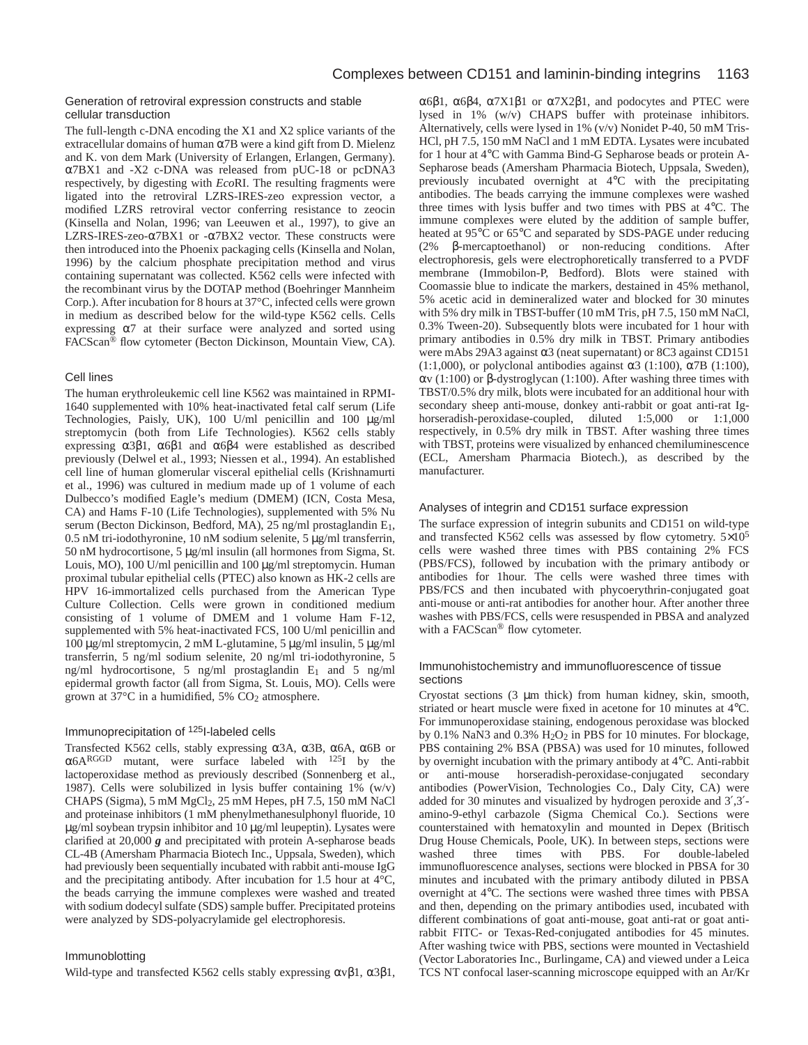### Generation of retroviral expression constructs and stable cellular transduction

The full-length c-DNA encoding the X1 and X2 splice variants of the extracellular domains of human α7B were a kind gift from D. Mielenz and K. von dem Mark (University of Erlangen, Erlangen, Germany). α7BX1 and -X2 c-DNA was released from pUC-18 or pcDNA3 respectively, by digesting with *Eco*RI. The resulting fragments were ligated into the retroviral LZRS-IRES-zeo expression vector, a modified LZRS retroviral vector conferring resistance to zeocin (Kinsella and Nolan, 1996; van Leeuwen et al., 1997), to give an LZRS-IRES-zeo-α7BX1 or -α7BX2 vector. These constructs were then introduced into the Phoenix packaging cells (Kinsella and Nolan, 1996) by the calcium phosphate precipitation method and virus containing supernatant was collected. K562 cells were infected with the recombinant virus by the DOTAP method (Boehringer Mannheim Corp.). After incubation for 8 hours at 37°C, infected cells were grown in medium as described below for the wild-type K562 cells. Cells expressing α7 at their surface were analyzed and sorted using FACScan® flow cytometer (Becton Dickinson, Mountain View, CA).

### Cell lines

The human erythroleukemic cell line K562 was maintained in RPMI-1640 supplemented with 10% heat-inactivated fetal calf serum (Life Technologies, Paisly, UK), 100 U/ml penicillin and 100 μg/ml streptomycin (both from Life Technologies). K562 cells stably expressing α3β1, α6β1 and α6β4 were established as described previously (Delwel et al., 1993; Niessen et al., 1994). An established cell line of human glomerular visceral epithelial cells (Krishnamurti et al., 1996) was cultured in medium made up of 1 volume of each Dulbecco's modified Eagle's medium (DMEM) (ICN, Costa Mesa, CA) and Hams F-10 (Life Technologies), supplemented with 5% Nu serum (Becton Dickinson, Bedford, MA), 25 ng/ml prostaglandin $E_1$, 0.5 nM tri-iodothyronine, 10 nM sodium selenite, 5 μg/ml transferrin, 50 nM hydrocortisone, 5 μg/ml insulin (all hormones from Sigma, St. Louis, MO), 100 U/ml penicillin and 100 μg/ml streptomycin. Human proximal tubular epithelial cells (PTEC) also known as HK-2 cells are HPV 16-immortalized cells purchased from the American Type Culture Collection. Cells were grown in conditioned medium consisting of 1 volume of DMEM and 1 volume Ham F-12, supplemented with 5% heat-inactivated FCS, 100 U/ml penicillin and 100 μg/ml streptomycin, 2 mM L-glutamine, 5 μg/ml insulin, 5 μg/ml transferrin, 5 ng/ml sodium selenite, 20 ng/ml tri-iodothyronine, 5 ng/ml hydrocortisone, 5 ng/ml prostaglandin $E_1$ and 5 ng/ml epidermal growth factor (all from Sigma, St. Louis, MO). Cells were grown at 37°C in a humidified, 5% $CO_2$ atmosphere.

### Immunoprecipitation of $^{125}$I-labeled cells

Transfected K562 cells, stably expressing α3A, α3B, α6A, α6B or α6A$^{RGGD}$ mutant, were surface labeled with $^{125}$I by the lactoperoxidase method as previously described (Sonnenberg et al., 1987). Cells were solubilized in lysis buffer containing 1% (w/v) CHAPS (Sigma), 5 mM $MgCl_2$, 25 mM Hepes, pH 7.5, 150 mM NaCl and proteinase inhibitors (1 mM phenylmethanesulphonyl fluoride, 10 μg/ml soybean trypsin inhibitor and 10 μg/ml leupeptin). Lysates were clarified at 20,000 ***g*** and precipitated with protein A-sepharose beads CL-4B (Amersham Pharmacia Biotech Inc., Uppsala, Sweden), which had previously been sequentially incubated with rabbit anti-mouse IgG and the precipitating antibody. After incubation for 1.5 hour at 4°C, the beads carrying the immune complexes were washed and treated with sodium dodecyl sulfate (SDS) sample buffer. Precipitated proteins were analyzed by SDS-polyacrylamide gel electrophoresis.

### Immunoblotting

Wild-type and transfected K562 cells stably expressing αvβ1, α3β1, α6β1, α6β4, α7X1β1 or α7X2β1, and podocytes and PTEC were lysed in 1% (w/v) CHAPS buffer with proteinase inhibitors. Alternatively, cells were lysed in 1% (v/v) Nonidet P-40, 50 mM Tris-HCl, pH 7.5, 150 mM NaCl and 1 mM EDTA. Lysates were incubated for 1 hour at 4°C with Gamma Bind-G Sepharose beads or protein A-Sepharose beads (Amersham Pharmacia Biotech, Uppsala, Sweden), previously incubated overnight at 4°C with the precipitating antibodies. The beads carrying the immune complexes were washed three times with lysis buffer and two times with PBS at 4°C. The immune complexes were eluted by the addition of sample buffer, heated at 95°C or 65°C and separated by SDS-PAGE under reducing (2% β-mercaptoethanol) or non-reducing conditions. After electrophoresis, gels were electrophoretically transferred to a PVDF membrane (Immobilon-P, Bedford). Blots were stained with Coomassie blue to indicate the markers, destained in 45% methanol, 5% acetic acid in demineralized water and blocked for 30 minutes with 5% dry milk in TBST-buffer (10 mM Tris, pH 7.5, 150 mM NaCl, 0.3% Tween-20). Subsequently blots were incubated for 1 hour with primary antibodies in 0.5% dry milk in TBST. Primary antibodies were mAbs 29A3 against α3 (neat supernatant) or 8C3 against CD151 (1:1,000), or polyclonal antibodies against α3 (1:100), α7B (1:100), αv (1:100) or β-dystroglycan (1:100). After washing three times with TBST/0.5% dry milk, blots were incubated for an additional hour with secondary sheep anti-mouse, donkey anti-rabbit or goat anti-rat Ig-horseradish-peroxidase-coupled, diluted 1:5,000 or 1:1,000 respectively, in 0.5% dry milk in TBST. After washing three times with TBST, proteins were visualized by enhanced chemiluminescence (ECL, Amersham Pharmacia Biotech.), as described by the manufacturer.

### Analyses of integrin and CD151 surface expression

The surface expression of integrin subunits and CD151 on wild-type and transfected K562 cells was assessed by flow cytometry. $5\times10^5$ cells were washed three times with PBS containing 2% FCS (PBS/FCS), followed by incubation with the primary antibody or antibodies for 1hour. The cells were washed three times with PBS/FCS and then incubated with phycoerythrin-conjugated goat anti-mouse or anti-rat antibodies for another hour. After another three washes with PBS/FCS, cells were resuspended in PBSA and analyzed with a FACScan® flow cytometer.

### Immunohistochemistry and immunofluorescence of tissue sections

Cryostat sections (3 μm thick) from human kidney, skin, smooth, striated or heart muscle were fixed in acetone for 10 minutes at 4°C. For immunoperoxidase staining, endogenous peroxidase was blocked by 0.1% NaN3 and 0.3% $H_2O_2$ in PBS for 10 minutes. For blockage, PBS containing 2% BSA (PBSA) was used for 10 minutes, followed by overnight incubation with the primary antibody at 4°C. Anti-rabbit or anti-mouse horseradish-peroxidase-conjugated secondary antibodies (PowerVision, Technologies Co., Daly City, CA) were added for 30 minutes and visualized by hydrogen peroxide and 3′,3′-amino-9-ethyl carbazole (Sigma Chemical Co.). Sections were counterstained with hematoxylin and mounted in Depex (Britisch Drug House Chemicals, Poole, UK). In between steps, sections were washed three times with PBS. For double-labeled immunofluorescence analyses, sections were blocked in PBSA for 30 minutes and incubated with the primary antibody diluted in PBSA overnight at 4°C. The sections were washed three times with PBSA and then, depending on the primary antibodies used, incubated with different combinations of goat anti-mouse, goat anti-rat or goat anti-rabbit FITC- or Texas-Red-conjugated antibodies for 45 minutes. After washing twice with PBS, sections were mounted in Vectashield (Vector Laboratories Inc., Burlingame, CA) and viewed under a Leica TCS NT confocal laser-scanning microscope equipped with an Ar/Kr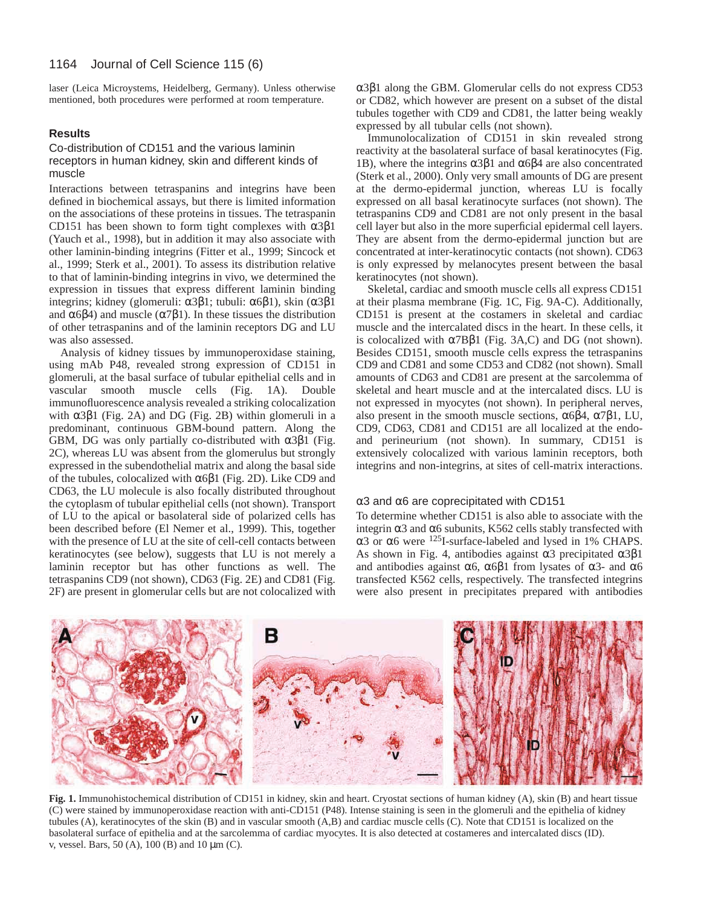laser (Leica Microystems, Heidelberg, Germany). Unless otherwise mentioned, both procedures were performed at room temperature.

## Results

### Co-distribution of CD151 and the various laminin receptors in human kidney, skin and different kinds of muscle

Interactions between tetraspanins and integrins have been defined in biochemical assays, but there is limited information on the associations of these proteins in tissues. The tetraspanin CD151 has been shown to form tight complexes with α3β1 (Yauch et al., 1998), but in addition it may also associate with other laminin-binding integrins (Fitter et al., 1999; Sincock et al., 1999; Sterk et al., 2001). To assess its distribution relative to that of laminin-binding integrins in vivo, we determined the expression in tissues that express different laminin binding integrins; kidney (glomeruli: α3β1; tubuli: α6β1), skin (α3β1 and α6β4) and muscle (α7β1). In these tissues the distribution of other tetraspanins and of the laminin receptors DG and LU was also assessed.

Analysis of kidney tissues by immunoperoxidase staining, using mAb P48, revealed strong expression of CD151 in glomeruli, at the basal surface of tubular epithelial cells and in vascular smooth muscle cells (Fig. 1A). Double immunofluorescence analysis revealed a striking colocalization with α3β1 (Fig. 2A) and DG (Fig. 2B) within glomeruli in a predominant, continuous GBM-bound pattern. Along the GBM, DG was only partially co-distributed with α3β1 (Fig. 2C), whereas LU was absent from the glomerulus but strongly expressed in the subendothelial matrix and along the basal side of the tubules, colocalized with α6β1 (Fig. 2D). Like CD9 and CD63, the LU molecule is also focally distributed throughout the cytoplasm of tubular epithelial cells (not shown). Transport of LU to the apical or basolateral side of polarized cells has been described before (El Nemer et al., 1999). This, together with the presence of LU at the site of cell-cell contacts between keratinocytes (see below), suggests that LU is not merely a laminin receptor but has other functions as well. The tetraspanins CD9 (not shown), CD63 (Fig. 2E) and CD81 (Fig. 2F) are present in glomerular cells but are not colocalized with α3β1 along the GBM. Glomerular cells do not express CD53 or CD82, which however are present on a subset of the distal tubules together with CD9 and CD81, the latter being weakly expressed by all tubular cells (not shown).

Immunolocalization of CD151 in skin revealed strong reactivity at the basolateral surface of basal keratinocytes (Fig. 1B), where the integrins α3β1 and α6β4 are also concentrated (Sterk et al., 2000). Only very small amounts of DG are present at the dermo-epidermal junction, whereas LU is focally expressed on all basal keratinocyte surfaces (not shown). The tetraspanins CD9 and CD81 are not only present in the basal cell layer but also in the more superficial epidermal cell layers. They are absent from the dermo-epidermal junction but are concentrated at inter-keratinocytic contacts (not shown). CD63 is only expressed by melanocytes present between the basal keratinocytes (not shown).

Skeletal, cardiac and smooth muscle cells all express CD151 at their plasma membrane (Fig. 1C, Fig. 9A-C). Additionally, CD151 is present at the costamers in skeletal and cardiac muscle and the intercalated discs in the heart. In these cells, it is colocalized with α7Bβ1 (Fig. 3A,C) and DG (not shown). Besides CD151, smooth muscle cells express the tetraspanins CD9 and CD81 and some CD53 and CD82 (not shown). Small amounts of CD63 and CD81 are present at the sarcolemma of skeletal and heart muscle and at the intercalated discs. LU is not expressed in myocytes (not shown). In peripheral nerves, also present in the smooth muscle sections, α6β4, α7β1, LU, CD9, CD63, CD81 and CD151 are all localized at the endo- and perineurium (not shown). In summary, CD151 is extensively colocalized with various laminin receptors, both integrins and non-integrins, at sites of cell-matrix interactions.

### α3 and α6 are coprecipitated with CD151

To determine whether CD151 is also able to associate with the integrin α3 and α6 subunits, K562 cells stably transfected with α3 or α6 were $^{125}$I-surface-labeled and lysed in 1% CHAPS. As shown in Fig. 4, antibodies against α3 precipitated α3β1 and antibodies against α6, α6β1 from lysates of α3- and α6 transfected K562 cells, respectively. The transfected integrins were also present in precipitates prepared with antibodies

**Fig. 1.** Immunohistochemical distribution of CD151 in kidney, skin and heart. Cryostat sections of human kidney (A), skin (B) and heart tissue (C) were stained by immunoperoxidase reaction with anti-CD151 (P48). Intense staining is seen in the glomeruli and the epithelia of kidney tubules (A), keratinocytes of the skin (B) and in vascular smooth (A,B) and cardiac muscle cells (C). Note that CD151 is localized on the basolateral surface of epithelia and at the sarcolemma of cardiac myocytes. It is also detected at costameres and intercalated discs (ID). v, vessel. Bars, 50 (A), 100 (B) and 10 μm (C).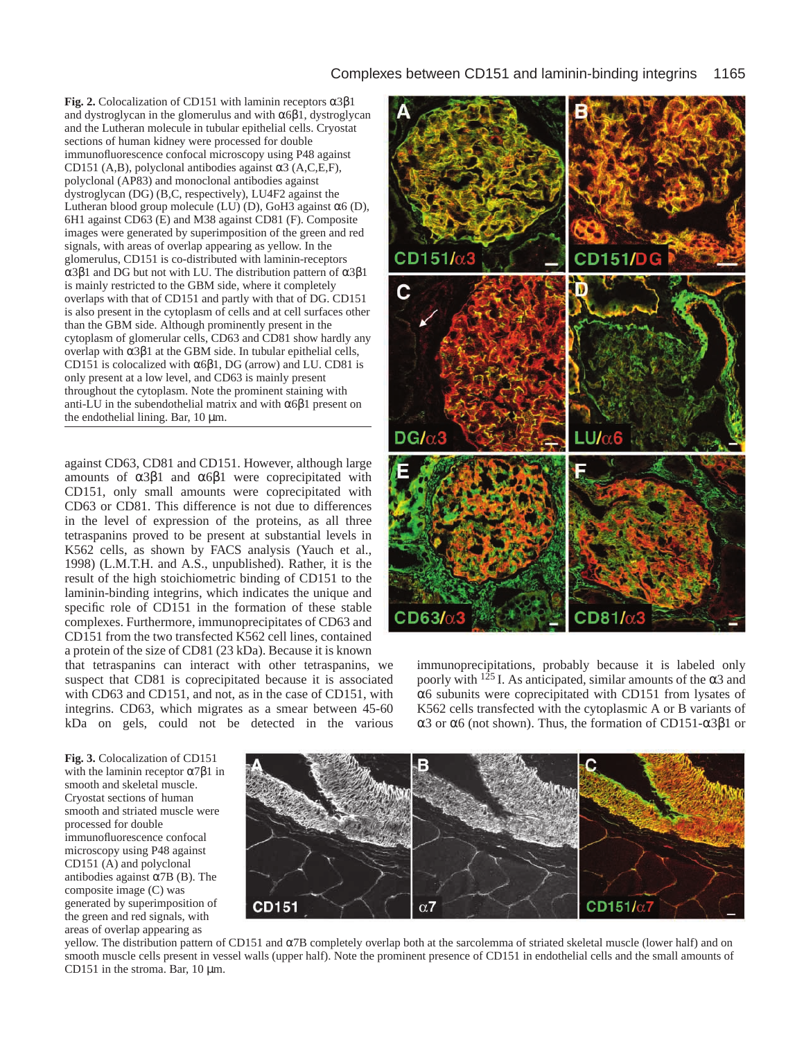**Fig. 2.** Colocalization of CD151 with laminin receptors $\alpha3\beta1$ and dystroglycan in the glomerulus and with $\alpha6\beta1$, dystroglycan and the Lutheran molecule in tubular epithelial cells. Cryostat sections of human kidney were processed for double immunofluorescence confocal microscopy using P48 against CD151 (A,B), polyclonal antibodies against $\alpha3$ (A,C,E,F), polyclonal (AP83) and monoclonal antibodies against dystroglycan (DG) (B,C, respectively), LU4F2 against the Lutheran blood group molecule (LU) (D), GoH3 against $\alpha6$ (D), 6H1 against CD63 (E) and M38 against CD81 (F). Composite images were generated by superimposition of the green and red signals, with areas of overlap appearing as yellow. In the glomerulus, CD151 is co-distributed with laminin-receptors $\alpha3\beta1$ and DG but not with LU. The distribution pattern of $\alpha3\beta1$ is mainly restricted to the GBM side, where it completely overlaps with that of CD151 and partly with that of DG. CD151 is also present in the cytoplasm of cells and at cell surfaces other than the GBM side. Although prominently present in the cytoplasm of glomerular cells, CD63 and CD81 show hardly any overlap with $\alpha3\beta1$ at the GBM side. In tubular epithelial cells, CD151 is colocalized with $\alpha6\beta1$, DG (arrow) and LU. CD81 is only present at a low level, and CD63 is mainly present throughout the cytoplasm. Note the prominent staining with anti-LU in the subendothelial matrix and with $\alpha6\beta1$ present on the endothelial lining. Bar, 10 μm.

against CD63, CD81 and CD151. However, although large amounts of $\alpha3\beta1$ and $\alpha6\beta1$ were coprecipitated with CD151, only small amounts were coprecipitated with CD63 or CD81. This difference is not due to differences in the level of expression of the proteins, as all three tetraspanins proved to be present at substantial levels in K562 cells, as shown by FACS analysis (Yauch et al., 1998) (L.M.T.H. and A.S., unpublished). Rather, it is the result of the high stoichiometric binding of CD151 to the laminin-binding integrins, which indicates the unique and specific role of CD151 in the formation of these stable complexes. Furthermore, immunoprecipitates of CD63 and CD151 from the two transfected K562 cell lines, contained a protein of the size of CD81 (23 kDa). Because it is known that tetraspanins can interact with other tetraspanins, we suspect that CD81 is coprecipitated because it is associated with CD63 and CD151, and not, as in the case of CD151, with integrins. CD63, which migrates as a smear between 45-60 kDa on gels, could not be detected in the various immunoprecipitations, probably because it is labeled only poorly with $^{125}$I. As anticipated, similar amounts of the $\alpha3$ and $\alpha6$ subunits were coprecipitated with CD151 from lysates of K562 cells transfected with the cytoplasmic A or B variants of $\alpha3$ or $\alpha6$ (not shown). Thus, the formation of CD151-$\alpha3\beta1$ or

**Fig. 3.** Colocalization of CD151 with the laminin receptor $\alpha7\beta1$ in smooth and skeletal muscle. Cryostat sections of human smooth and striated muscle were processed for double immunofluorescence confocal microscopy using P48 against CD151 (A) and polyclonal antibodies against $\alpha$7B (B). The composite image (C) was generated by superimposition of the green and red signals, with areas of overlap appearing as yellow. The distribution pattern of CD151 and $\alpha$7B completely overlap both at the sarcolemma of striated skeletal muscle (lower half) and on smooth muscle cells present in vessel walls (upper half). Note the prominent presence of CD151 in endothelial cells and the small amounts of CD151 in the stroma. Bar, 10 μm.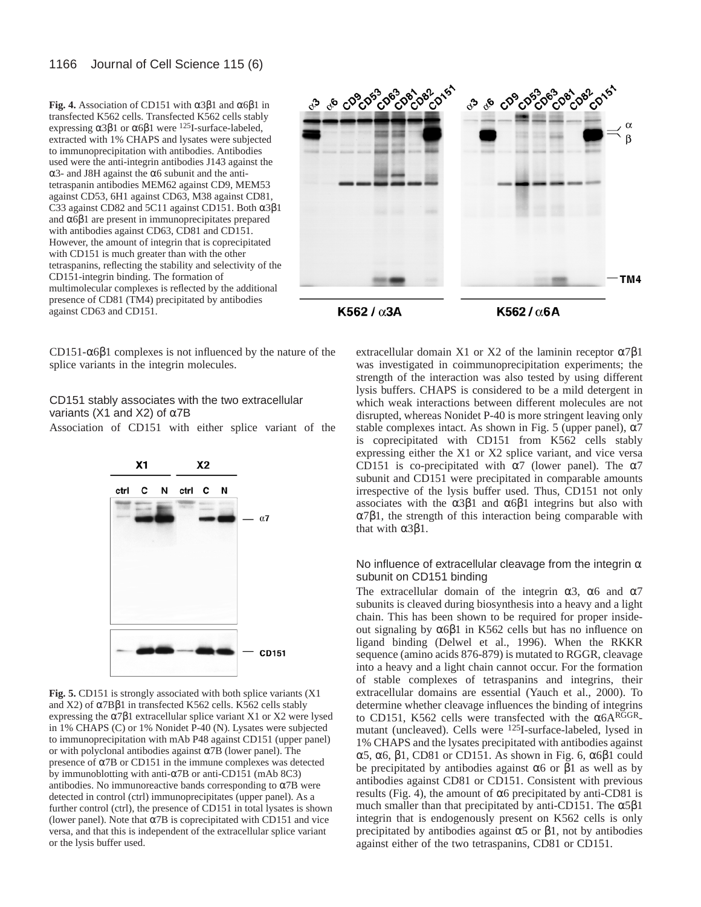**Fig. 4.** Association of CD151 with α3β1 and α6β1 in transfected K562 cells. Transfected K562 cells stably expressing α3β1 or α6β1 were $^{125}$I-surface-labeled, extracted with 1% CHAPS and lysates were subjected to immunoprecipitation with antibodies. Antibodies used were the anti-integrin antibodies J143 against the α3- and J8H against the α6 subunit and the anti-tetraspanin antibodies MEM62 against CD9, MEM53 against CD53, 6H1 against CD63, M38 against CD81, C33 against CD82 and 5C11 against CD151. Both α3β1 and α6β1 are present in immunoprecipitates prepared with antibodies against CD63, CD81 and CD151. However, the amount of integrin that is coprecipitated with CD151 is much greater than with the other tetraspanins, reflecting the stability and selectivity of the CD151-integrin binding. The formation of multimolecular complexes is reflected by the additional presence of CD81 (TM4) precipitated by antibodies against CD63 and CD151.

CD151-α6β1 complexes is not influenced by the nature of the splice variants in the integrin molecules.

## CD151 stably associates with the two extracellular variants (X1 and X2) of α7B

Association of CD151 with either splice variant of the extracellular domain X1 or X2 of the laminin receptor α7β1 was investigated in coimmunoprecipitation experiments; the strength of the interaction was also tested by using different lysis buffers. CHAPS is considered to be a mild detergent in which weak interactions between different molecules are not disrupted, whereas Nonidet P-40 is more stringent leaving only stable complexes intact. As shown in Fig. 5 (upper panel), α7 is coprecipitated with CD151 from K562 cells stably expressing either the X1 or X2 splice variant, and vice versa CD151 is co-precipitated with α7 (lower panel). The α7 subunit and CD151 were precipitated in comparable amounts irrespective of the lysis buffer used. Thus, CD151 not only associates with the α3β1 and α6β1 integrins but also with α7β1, the strength of this interaction being comparable with that with α3β1.

**Fig. 5.** CD151 is strongly associated with both splice variants (X1 and X2) of α7Bβ1 in transfected K562 cells. K562 cells stably expressing the α7β1 extracellular splice variant X1 or X2 were lysed in 1% CHAPS (C) or 1% Nonidet P-40 (N). Lysates were subjected to immunoprecipitation with mAb P48 against CD151 (upper panel) or with polyclonal antibodies against α7B (lower panel). The presence of α7B or CD151 in the immune complexes was detected by immunoblotting with anti-α7B or anti-CD151 (mAb 8C3) antibodies. No immunoreactive bands corresponding to α7B were detected in control (ctrl) immunoprecipitates (upper panel). As a further control (ctrl), the presence of CD151 in total lysates is shown (lower panel). Note that α7B is coprecipitated with CD151 and vice versa, and that this is independent of the extracellular splice variant or the lysis buffer used.

## No influence of extracellular cleavage from the integrin α subunit on CD151 binding

The extracellular domain of the integrin α3, α6 and α7 subunits is cleaved during biosynthesis into a heavy and a light chain. This has been shown to be required for proper inside-out signaling by α6β1 in K562 cells but has no influence on ligand binding (Delwel et al., 1996). When the RKKR sequence (amino acids 876-879) is mutated to RGGR, cleavage into a heavy and a light chain cannot occur. For the formation of stable complexes of tetraspanins and integrins, their extracellular domains are essential (Yauch et al., 2000). To determine whether cleavage influences the binding of integrins to CD151, K562 cells were transfected with the α6A$^{RGGR}$-mutant (uncleaved). Cells were $^{125}$I-surface-labeled, lysed in 1% CHAPS and the lysates precipitated with antibodies against α5, α6, β1, CD81 or CD151. As shown in Fig. 6, α6β1 could be precipitated by antibodies against α6 or β1 as well as by antibodies against CD81 or CD151. Consistent with previous results (Fig. 4), the amount of α6 precipitated by anti-CD81 is much smaller than that precipitated by anti-CD151. The α5β1 integrin that is endogenously present on K562 cells is only precipitated by antibodies against α5 or β1, not by antibodies against either of the two tetraspanins, CD81 or CD151.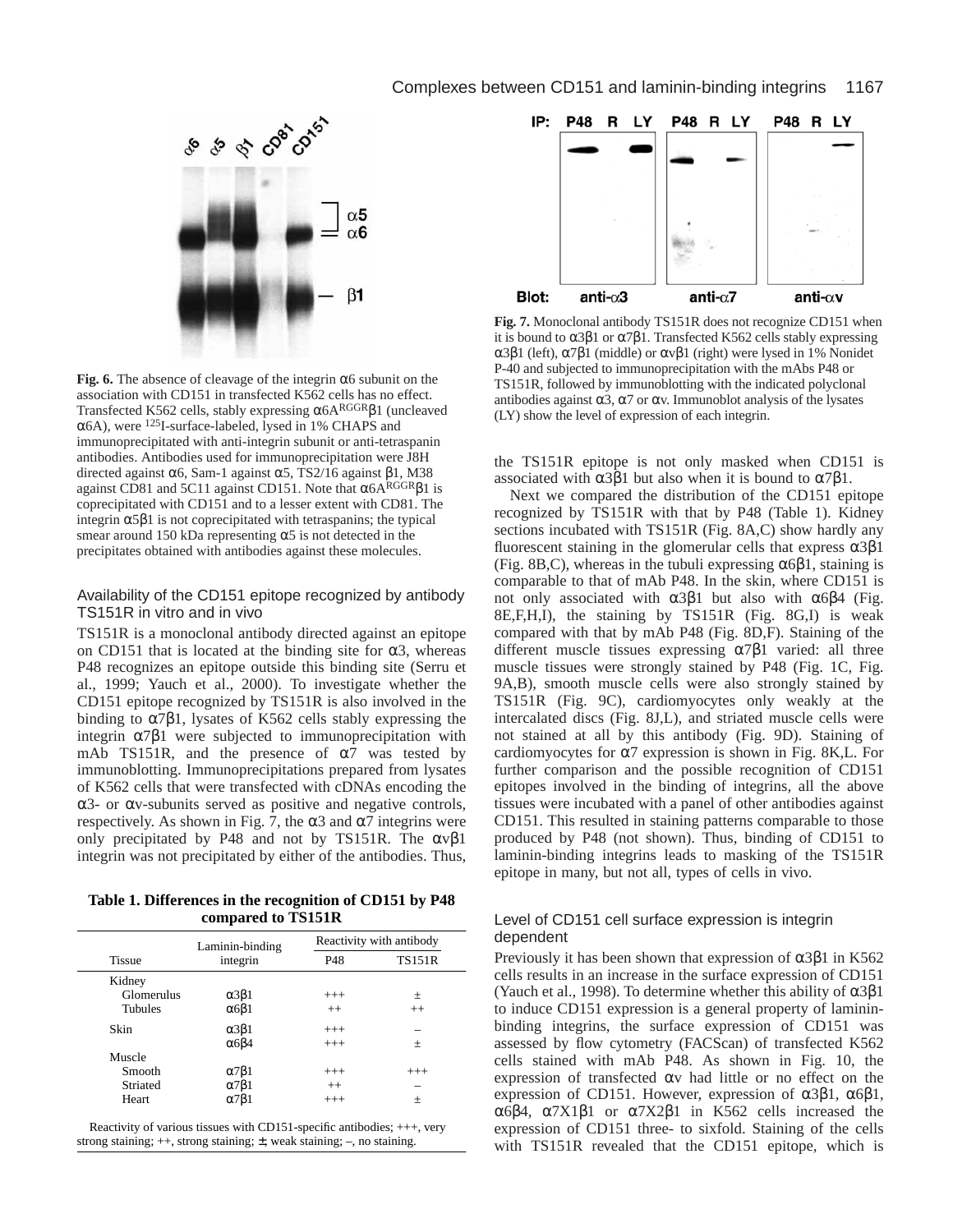**Fig. 6.** The absence of cleavage of the integrin α6 subunit on the association with CD151 in transfected K562 cells has no effect. Transfected K562 cells, stably expressing α6A$^{RGGR}$β1 (uncleaved α6A), were $^{125}$I-surface-labeled, lysed in 1% CHAPS and immunoprecipitated with anti-integrin subunit or anti-tetraspanin antibodies. Antibodies used for immunoprecipitation were J8H directed against α6, Sam-1 against α5, TS2/16 against β1, M38 against CD81 and 5C11 against CD151. Note that α6A$^{RGGR}$β1 is coprecipitated with CD151 and to a lesser extent with CD81. The integrin α5β1 is not coprecipitated with tetraspanins; the typical smear around 150 kDa representing α5 is not detected in the precipitates obtained with antibodies against these molecules.

**Fig. 7.** Monoclonal antibody TS151R does not recognize CD151 when it is bound to α3β1 or α7β1. Transfected K562 cells stably expressing α3β1 (left), α7β1 (middle) or αvβ1 (right) were lysed in 1% Nonidet P-40 and subjected to immunoprecipitation with the mAbs P48 or TS151R, followed by immunoblotting with the indicated polyclonal antibodies against α3, α7 or αv. Immunoblot analysis of the lysates (LY) show the level of expression of each integrin.

### Availability of the CD151 epitope recognized by antibody TS151R in vitro and in vivo

TS151R is a monoclonal antibody directed against an epitope on CD151 that is located at the binding site for α3, whereas P48 recognizes an epitope outside this binding site (Serru et al., 1999; Yauch et al., 2000). To investigate whether the CD151 epitope recognized by TS151R is also involved in the binding to α7β1, lysates of K562 cells stably expressing the integrin α7β1 were subjected to immunoprecipitation with mAb TS151R, and the presence of α7 was tested by immunoblotting. Immunoprecipitations prepared from lysates of K562 cells that were transfected with cDNAs encoding the α3- or αv-subunits served as positive and negative controls, respectively. As shown in Fig. 7, the α3 and α7 integrins were only precipitated by P48 and not by TS151R. The αvβ1 integrin was not precipitated by either of the antibodies. Thus, the TS151R epitope is not only masked when CD151 is associated with α3β1 but also when it is bound to α7β1.

Next we compared the distribution of the CD151 epitope recognized by TS151R with that by P48 (Table 1). Kidney sections incubated with TS151R (Fig. 8A,C) show hardly any fluorescent staining in the glomerular cells that express α3β1 (Fig. 8B,C), whereas in the tubuli expressing α6β1, staining is comparable to that of mAb P48. In the skin, where CD151 is not only associated with α3β1 but also with α6β4 (Fig. 8E,F,H,I), the staining by TS151R (Fig. 8G,I) is weak compared with that by mAb P48 (Fig. 8D,F). Staining of the different muscle tissues expressing α7β1 varied: all three muscle tissues were strongly stained by P48 (Fig. 1C, Fig. 9A,B), smooth muscle cells were also strongly stained by TS151R (Fig. 9C), cardiomyocytes only weakly at the intercalated discs (Fig. 8J,L), and striated muscle cells were not stained at all by this antibody (Fig. 9D). Staining of cardiomyocytes for α7 expression is shown in Fig. 8K,L. For further comparison and the possible recognition of CD151 epitopes involved in the binding of integrins, all the above tissues were incubated with a panel of other antibodies against CD151. This resulted in staining patterns comparable to those produced by P48 (not shown). Thus, binding of CD151 to laminin-binding integrins leads to masking of the TS151R epitope in many, but not all, types of cells in vivo.

**Table 1. Differences in the recognition of CD151 by P48 compared to TS151R**

| Tissue | Laminin-binding integrin | Reactivity with antibody | |
|---|---|---|---|
| | | P48 | TS151R |
| Kidney | | | |
| Glomerulus | α3β1 | +++ | ± |
| Tubules | α6β1 | ++ | ++ |
| Skin | α3β1 | +++ | – |
| | α6β4 | +++ | ± |
| Muscle | | | |
| Smooth | α7β1 | +++ | +++ |
| Striated | α7β1 | ++ | – |
| Heart | α7β1 | +++ | ± |

Reactivity of various tissues with CD151-specific antibodies; +++, very strong staining; ++, strong staining; ±, weak staining; –, no staining.

### Level of CD151 cell surface expression is integrin dependent

Previously it has been shown that expression of α3β1 in K562 cells results in an increase in the surface expression of CD151 (Yauch et al., 1998). To determine whether this ability of α3β1 to induce CD151 expression is a general property of laminin-binding integrins, the surface expression of CD151 was assessed by flow cytometry (FACScan) of transfected K562 cells stained with mAb P48. As shown in Fig. 10, the expression of transfected αv had little or no effect on the expression of CD151. However, expression of α3β1, α6β1, α6β4, α7X1β1 or α7X2β1 in K562 cells increased the expression of CD151 three- to sixfold. Staining of the cells with TS151R revealed that the CD151 epitope, which is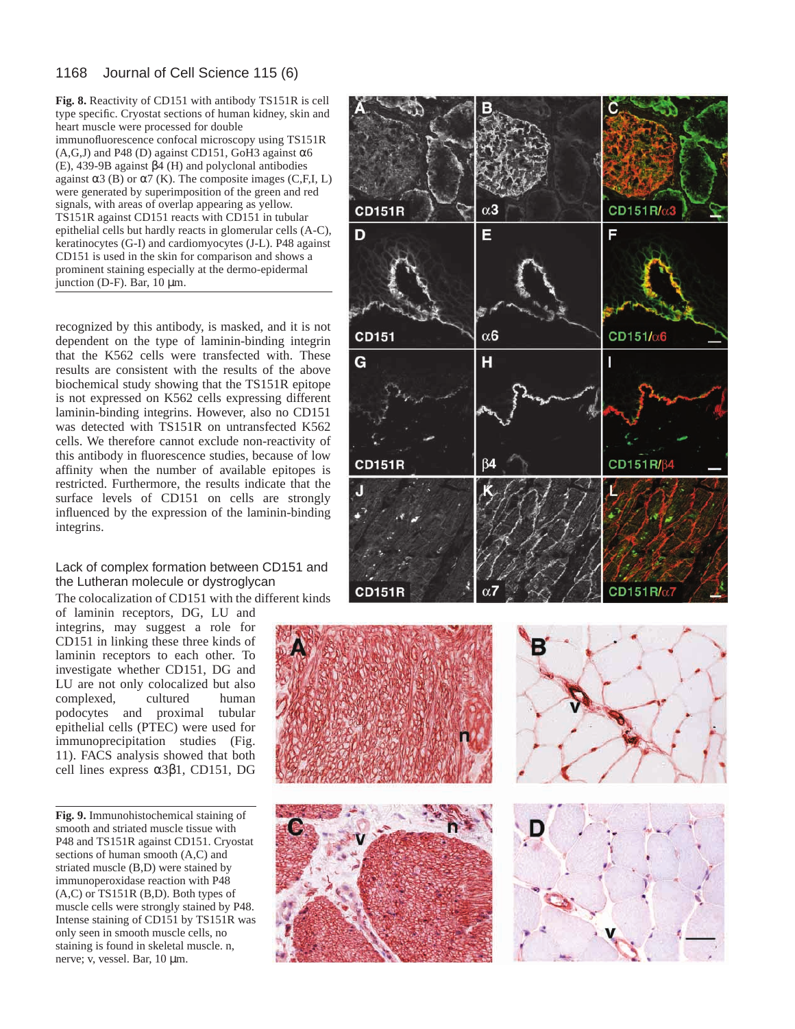**Fig. 8.** Reactivity of CD151 with antibody TS151R is cell type specific. Cryostat sections of human kidney, skin and heart muscle were processed for double immunofluorescence confocal microscopy using TS151R (A,G,J) and P48 (D) against CD151, GoH3 against α6 (E), 439-9B against β4 (H) and polyclonal antibodies against α3 (B) or α7 (K). The composite images (C,F,I, L) were generated by superimposition of the green and red signals, with areas of overlap appearing as yellow. TS151R against CD151 reacts with CD151 in tubular epithelial cells but hardly reacts in glomerular cells (A-C), keratinocytes (G-I) and cardiomyocytes (J-L). P48 against CD151 is used in the skin for comparison and shows a prominent staining especially at the dermo-epidermal junction (D-F). Bar, 10 μm.

recognized by this antibody, is masked, and it is not dependent on the type of laminin-binding integrin that the K562 cells were transfected with. These results are consistent with the results of the above biochemical study showing that the TS151R epitope is not expressed on K562 cells expressing different laminin-binding integrins. However, also no CD151 was detected with TS151R on untransfected K562 cells. We therefore cannot exclude non-reactivity of this antibody in fluorescence studies, because of low affinity when the number of available epitopes is restricted. Furthermore, the results indicate that the surface levels of CD151 on cells are strongly influenced by the expression of the laminin-binding integrins.

### Lack of complex formation between CD151 and the Lutheran molecule or dystroglycan

The colocalization of CD151 with the different kinds of laminin receptors, DG, LU and integrins, may suggest a role for CD151 in linking these three kinds of laminin receptors to each other. To investigate whether CD151, DG and LU are not only colocalized but also complexed, cultured human podocytes and proximal tubular epithelial cells (PTEC) were used for immunoprecipitation studies (Fig. 11). FACS analysis showed that both cell lines express α3β1, CD151, DG

**Fig. 9.** Immunohistochemical staining of smooth and striated muscle tissue with P48 and TS151R against CD151. Cryostat sections of human smooth (A,C) and striated muscle (B,D) were stained by immunoperoxidase reaction with P48 (A,C) or TS151R (B,D). Both types of muscle cells were strongly stained by P48. Intense staining of CD151 by TS151R was only seen in smooth muscle cells, no staining is found in skeletal muscle. n, nerve; v, vessel. Bar, 10 μm.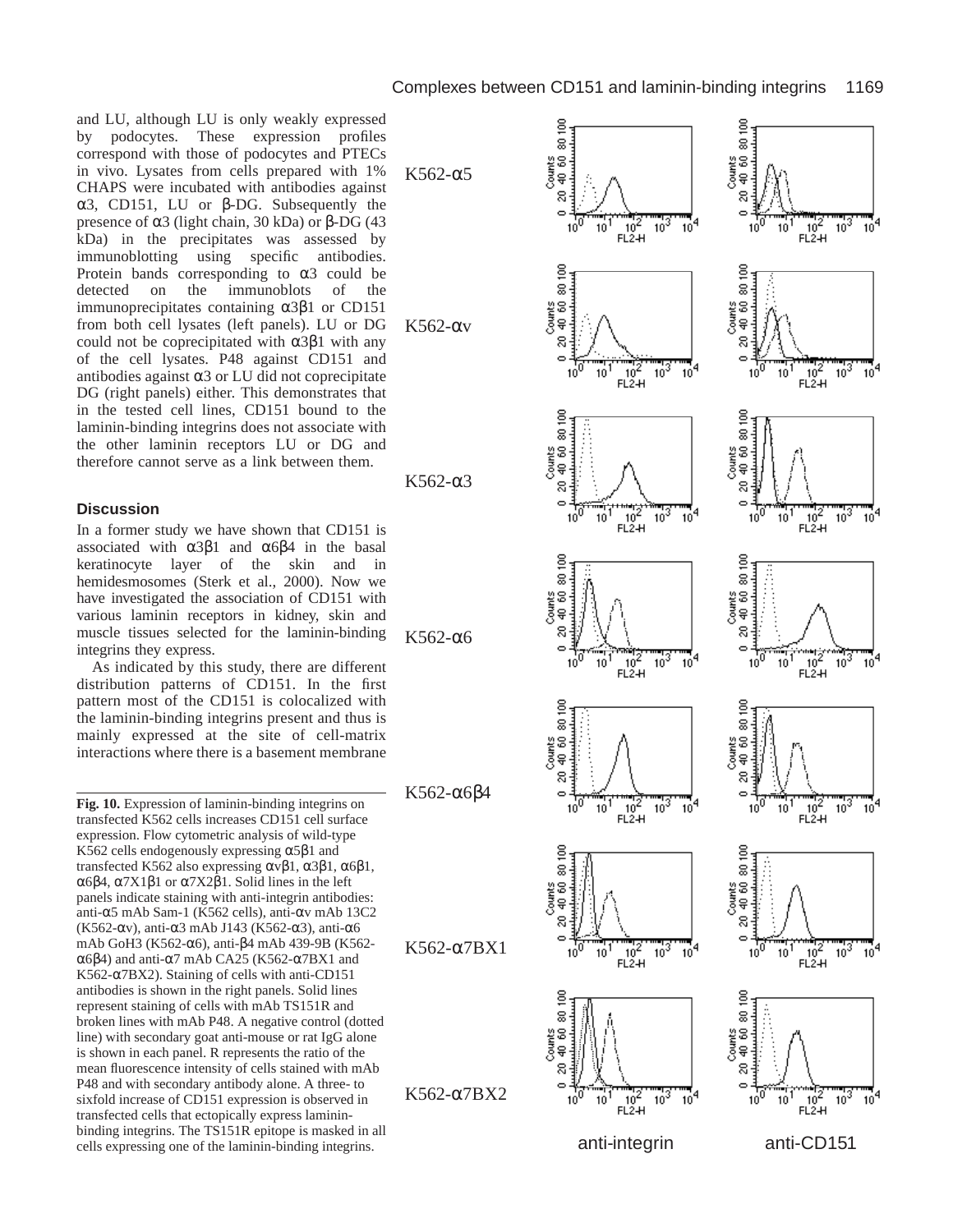and LU, although LU is only weakly expressed by podocytes. These expression profiles correspond with those of podocytes and PTECs in vivo. Lysates from cells prepared with 1% CHAPS were incubated with antibodies against α3, CD151, LU or β-DG. Subsequently the presence of α3 (light chain, 30 kDa) or β-DG (43 kDa) in the precipitates was assessed by immunoblotting using specific antibodies. Protein bands corresponding to α3 could be detected on the immunoblots of the immunoprecipitates containing α3β1 or CD151 from both cell lysates (left panels). LU or DG could not be coprecipitated with α3β1 with any of the cell lysates. P48 against CD151 and antibodies against α3 or LU did not coprecipitate DG (right panels) either. This demonstrates that in the tested cell lines, CD151 bound to the laminin-binding integrins does not associate with the other laminin receptors LU or DG and therefore cannot serve as a link between them.

## Discussion

In a former study we have shown that CD151 is associated with α3β1 and α6β4 in the basal keratinocyte layer of the skin and in hemidesmosomes (Sterk et al., 2000). Now we have investigated the association of CD151 with various laminin receptors in kidney, skin and muscle tissues selected for the laminin-binding integrins they express.

As indicated by this study, there are different distribution patterns of CD151. In the first pattern most of the CD151 is colocalized with the laminin-binding integrins present and thus is mainly expressed at the site of cell-matrix interactions where there is a basement membrane

**Fig. 10.** Expression of laminin-binding integrins on transfected K562 cells increases CD151 cell surface expression. Flow cytometric analysis of wild-type K562 cells endogenously expressing α5β1 and transfected K562 also expressing αvβ1, α3β1, α6β1, α6β4, α7X1β1 or α7X2β1. Solid lines in the left panels indicate staining with anti-integrin antibodies: anti-α5 mAb Sam-1 (K562 cells), anti-αv mAb 13C2 (K562-αv), anti-α3 mAb J143 (K562-α3), anti-α6 mAb GoH3 (K562-α6), anti-β4 mAb 439-9B (K562-α6β4) and anti-α7 mAb CA25 (K562-α7BX1 and K562-α7BX2). Staining of cells with anti-CD151 antibodies is shown in the right panels. Solid lines represent staining of cells with mAb TS151R and broken lines with mAb P48. A negative control (dotted line) with secondary goat anti-mouse or rat IgG alone is shown in each panel. R represents the ratio of the mean fluorescence intensity of cells stained with mAb P48 and with secondary antibody alone. A three- to sixfold increase of CD151 expression is observed in transfected cells that ectopically express laminin-binding integrins. The TS151R epitope is masked in all cells expressing one of the laminin-binding integrins.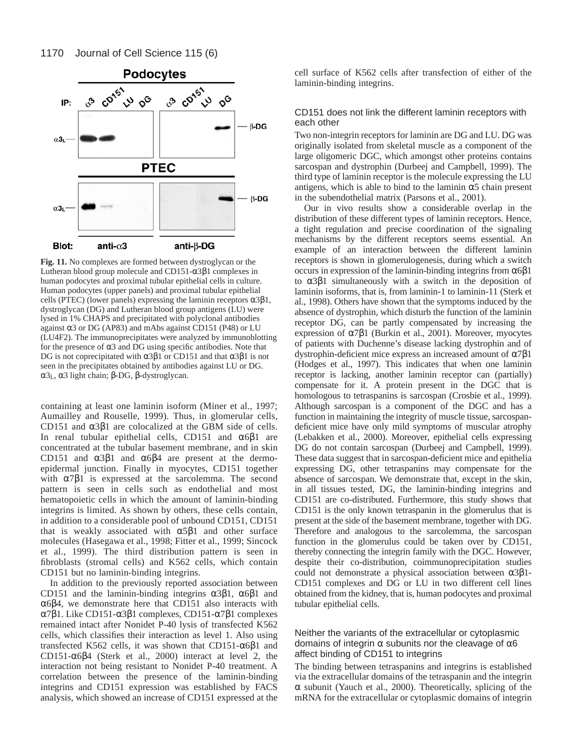**Fig. 11.** No complexes are formed between dystroglycan or the Lutheran blood group molecule and CD151-α3β1 complexes in human podocytes and proximal tubular epithelial cells in culture. Human podocytes (upper panels) and proximal tubular epithelial cells (PTEC) (lower panels) expressing the laminin receptors α3β1, dystroglycan (DG) and Lutheran blood group antigens (LU) were lysed in 1% CHAPS and precipitated with polyclonal antibodies against α3 or DG (AP83) and mAbs against CD151 (P48) or LU (LU4F2). The immunoprecipitates were analyzed by immunoblotting for the presence of α3 and DG using specific antibodies. Note that DG is not coprecipitated with α3β1 or CD151 and that α3β1 is not seen in the precipitates obtained by antibodies against LU or DG. $\alpha 3_L$, α3 light chain; β-DG, β-dystroglycan.

containing at least one laminin isoform (Miner et al., 1997; Aumailley and Rouselle, 1999). Thus, in glomerular cells, CD151 and α3β1 are colocalized at the GBM side of cells. In renal tubular epithelial cells, CD151 and α6β1 are concentrated at the tubular basement membrane, and in skin CD151 and α3β1 and α6β4 are present at the dermo-epidermal junction. Finally in myocytes, CD151 together with α7β1 is expressed at the sarcolemma. The second pattern is seen in cells such as endothelial and most hematopoietic cells in which the amount of laminin-binding integrins is limited. As shown by others, these cells contain, in addition to a considerable pool of unbound CD151, CD151 that is weakly associated with α5β1 and other surface molecules (Hasegawa et al., 1998; Fitter et al., 1999; Sincock et al., 1999). The third distribution pattern is seen in fibroblasts (stromal cells) and K562 cells, which contain CD151 but no laminin-binding integrins.

In addition to the previously reported association between CD151 and the laminin-binding integrins α3β1, α6β1 and α6β4, we demonstrate here that CD151 also interacts with α7β1. Like CD151-α3β1 complexes, CD151-α7β1 complexes remained intact after Nonidet P-40 lysis of transfected K562 cells, which classifies their interaction as level 1. Also using transfected K562 cells, it was shown that CD151-α6β1 and CD151-α6β4 (Sterk et al., 2000) interact at level 2, the interaction not being resistant to Nonidet P-40 treatment. A correlation between the presence of the laminin-binding integrins and CD151 expression was established by FACS analysis, which showed an increase of CD151 expressed at the cell surface of K562 cells after transfection of either of the laminin-binding integrins.

### CD151 does not link the different laminin receptors with each other

Two non-integrin receptors for laminin are DG and LU. DG was originally isolated from skeletal muscle as a component of the large oligomeric DGC, which amongst other proteins contains sarcospan and dystrophin (Durbeej and Campbell, 1999). The third type of laminin receptor is the molecule expressing the LU antigens, which is able to bind to the laminin α5 chain present in the subendothelial matrix (Parsons et al., 2001).

Our in vivo results show a considerable overlap in the distribution of these different types of laminin receptors. Hence, a tight regulation and precise coordination of the signaling mechanisms by the different receptors seems essential. An example of an interaction between the different laminin receptors is shown in glomerulogenesis, during which a switch occurs in expression of the laminin-binding integrins from α6β1 to α3β1 simultaneously with a switch in the deposition of laminin isoforms, that is, from laminin-1 to laminin-11 (Sterk et al., 1998). Others have shown that the symptoms induced by the absence of dystrophin, which disturb the function of the laminin receptor DG, can be partly compensated by increasing the expression of α7β1 (Burkin et al., 2001). Moreover, myocytes of patients with Duchenne's disease lacking dystrophin and of dystrophin-deficient mice express an increased amount of α7β1 (Hodges et al., 1997). This indicates that when one laminin receptor is lacking, another laminin receptor can (partially) compensate for it. A protein present in the DGC that is homologous to tetraspanins is sarcospan (Crosbie et al., 1999). Although sarcospan is a component of the DGC and has a function in maintaining the integrity of muscle tissue, sarcospan-deficient mice have only mild symptoms of muscular atrophy (Lebakken et al., 2000). Moreover, epithelial cells expressing DG do not contain sarcospan (Durbeej and Campbell, 1999). These data suggest that in sarcospan-deficient mice and epithelia expressing DG, other tetraspanins may compensate for the absence of sarcospan. We demonstrate that, except in the skin, in all tissues tested, DG, the laminin-binding integrins and CD151 are co-distributed. Furthermore, this study shows that CD151 is the only known tetraspanin in the glomerulus that is present at the side of the basement membrane, together with DG. Therefore and analogous to the sarcolemma, the sarcospan function in the glomerulus could be taken over by CD151, thereby connecting the integrin family with the DGC. However, despite their co-distribution, coimmunoprecipitation studies could not demonstrate a physical association between α3β1-CD151 complexes and DG or LU in two different cell lines obtained from the kidney, that is, human podocytes and proximal tubular epithelial cells.

### Neither the variants of the extracellular or cytoplasmic domains of integrin α subunits nor the cleavage of α6 affect binding of CD151 to integrins

The binding between tetraspanins and integrins is established via the extracellular domains of the tetraspanin and the integrin α subunit (Yauch et al., 2000). Theoretically, splicing of the mRNA for the extracellular or cytoplasmic domains of integrin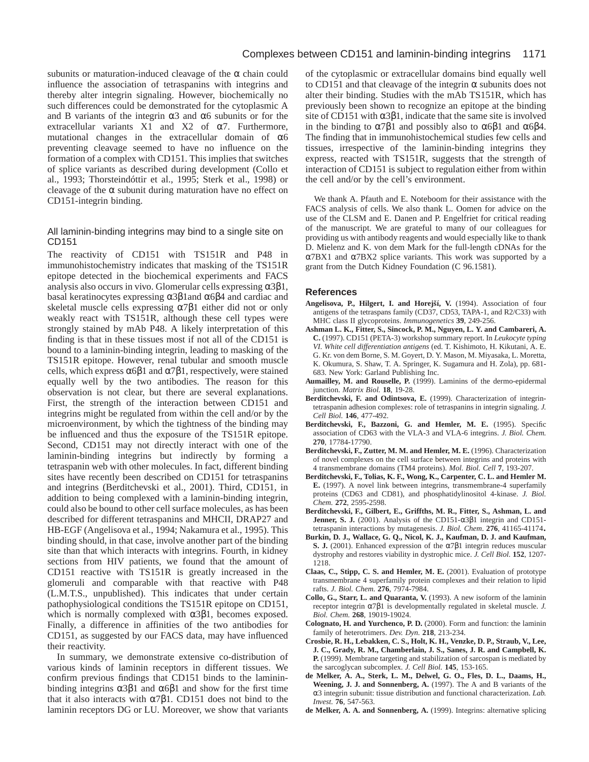subunits or maturation-induced cleavage of the α chain could influence the association of tetraspanins with integrins and thereby alter integrin signaling. However, biochemically no such differences could be demonstrated for the cytoplasmic A and B variants of the integrin α3 and α6 subunits or for the extracellular variants X1 and X2 of α7. Furthermore, mutational changes in the extracellular domain of α6 preventing cleavage seemed to have no influence on the formation of a complex with CD151. This implies that switches of splice variants as described during development (Collo et al., 1993; Thorsteindóttir et al., 1995; Sterk et al., 1998) or cleavage of the α subunit during maturation have no effect on CD151-integrin binding.

### All laminin-binding integrins may bind to a single site on CD151

The reactivity of CD151 with TS151R and P48 in immunohistochemistry indicates that masking of the TS151R epitope detected in the biochemical experiments and FACS analysis also occurs in vivo. Glomerular cells expressing α3β1, basal keratinocytes expressing α3β1and α6β4 and cardiac and skeletal muscle cells expressing α7β1 either did not or only weakly react with TS151R, although these cell types were strongly stained by mAb P48. A likely interpretation of this finding is that in these tissues most if not all of the CD151 is bound to a laminin-binding integrin, leading to masking of the TS151R epitope. However, renal tubular and smooth muscle cells, which express α6β1 and α7β1, respectively, were stained equally well by the two antibodies. The reason for this observation is not clear, but there are several explanations. First, the strength of the interaction between CD151 and integrins might be regulated from within the cell and/or by the microenvironment, by which the tightness of the binding may be influenced and thus the exposure of the TS151R epitope. Second, CD151 may not directly interact with one of the laminin-binding integrins but indirectly by forming a tetraspanin web with other molecules. In fact, different binding sites have recently been described on CD151 for tetraspanins and integrins (Berditchevski et al., 2001). Third, CD151, in addition to being complexed with a laminin-binding integrin, could also be bound to other cell surface molecules, as has been described for different tetraspanins and MHCII, DRAP27 and HB-EGF (Angelisova et al., 1994; Nakamura et al., 1995). This binding should, in that case, involve another part of the binding site than that which interacts with integrins. Fourth, in kidney sections from HIV patients, we found that the amount of CD151 reactive with TS151R is greatly increased in the glomeruli and comparable with that reactive with P48 (L.M.T.S., unpublished). This indicates that under certain pathophysiological conditions the TS151R epitope on CD151, which is normally complexed with α3β1, becomes exposed. Finally, a difference in affinities of the two antibodies for CD151, as suggested by our FACS data, may have influenced their reactivity.

In summary, we demonstrate extensive co-distribution of various kinds of laminin receptors in different tissues. We confirm previous findings that CD151 binds to the laminin-binding integrins α3β1 and α6β1 and show for the first time that it also interacts with α7β1. CD151 does not bind to the laminin receptors DG or LU. Moreover, we show that variants of the cytoplasmic or extracellular domains bind equally well to CD151 and that cleavage of the integrin α subunits does not alter their binding. Studies with the mAb TS151R, which has previously been shown to recognize an epitope at the binding site of CD151 with α3β1, indicate that the same site is involved in the binding to α7β1 and possibly also to α6β1 and α6β4. The finding that in immunohistochemical studies few cells and tissues, irrespective of the laminin-binding integrins they express, reacted with TS151R, suggests that the strength of interaction of CD151 is subject to regulation either from within the cell and/or by the cell's environment.

We thank A. Pfauth and E. Noteboom for their assistance with the FACS analysis of cells. We also thank L. Oomen for advice on the use of the CLSM and E. Danen and P. Engelfriet for critical reading of the manuscript. We are grateful to many of our colleagues for providing us with antibody reagents and would especially like to thank D. Mielenz and K. von dem Mark for the full-length cDNAs for the α7BX1 and α7BX2 splice variants. This work was supported by a grant from the Dutch Kidney Foundation (C 96.1581).

## References

**Angelisova, P., Hilgert, I. and Horejší, V.** (1994). Association of four antigens of the tetraspans family (CD37, CD53, TAPA-1, and R2/C33) with MHC class II glycoproteins. *Immunogenetics* **39**, 249-256.

**Ashman L. K., Fitter, S., Sincock, P. M., Nguyen, L. Y. and Cambareri, A. C.** (1997). CD151 (PETA-3) workshop summary report. In *Leukocyte typing VI. White cell differentiation antigens* (ed. T. Kishimoto, H. Kikutani, A. E. G. Kr. von dem Borne, S. M. Goyert, D. Y. Mason, M. Miyasaka, L. Moretta, K. Okumura, S. Shaw, T. A. Springer, K. Sugamura and H. Zola), pp. 681-683. New York: Garland Publishing Inc.

**Aumailley, M. and Rouselle, P.** (1999). Laminins of the dermo-epidermal junction. *Matrix Biol.* **18**, 19-28.

**Berditchevski, F. and Odintsova, E.** (1999). Characterization of integrin-tetraspanin adhesion complexes: role of tetraspanins in integrin signaling. *J. Cell Biol.* **146**, 477-492.

**Berditchevski, F., Bazzoni, G. and Hemler, M. E.** (1995). Specific association of CD63 with the VLA-3 and VLA-6 integrins. *J. Biol. Chem.* **270**, 17784-17790.

**Berditchevski, F., Zutter, M. M. and Hemler, M. E.** (1996). Characterization of novel complexes on the cell surface between integrins and proteins with 4 transmembrane domains (TM4 proteins). *Mol. Biol. Cell* **7**, 193-207.

**Berditchevski, F., Tolias, K. F., Wong, K., Carpenter, C. L. and Hemler M. E.** (1997). A novel link between integrins, transmembrane-4 superfamily proteins (CD63 and CD81), and phosphatidylinositol 4-kinase. *J. Biol. Chem.* **272**, 2595-2598.

**Berditchevski, F., Gilbert, E., Griffths, M. R., Fitter, S., Ashman, L. and Jenner, S. J.** (2001). Analysis of the CD151-α3β1 integrin and CD151-tetraspanin interactions by mutagenesis. *J. Biol. Chem*. **276**, 41165-41174**.**

**Burkin, D. J., Wallace, G. Q., Nicol, K. J., Kaufman, D. J. and Kaufman, S. J.** (2001). Enhanced expression of the α7β1 integrin reduces muscular dystrophy and restores viability in dystrophic mice. *J. Cell Biol.* **152**, 1207-1218.

**Claas, C., Stipp, C. S. and Hemler, M. E.** (2001). Evaluation of prototype transmembrane 4 superfamily protein complexes and their relation to lipid rafts. *J. Biol. Chem.* **276**, 7974-7984.

**Collo, G., Starr, L. and Quaranta, V.** (1993). A new isoform of the laminin receptor integrin α7β1 is developmentally regulated in skeletal muscle. *J. Biol. Chem.* **268**, 19019-19024.

**Colognato, H. and Yurchenco, P. D.** (2000). Form and function: the laminin family of heterotrimers. *Dev. Dyn*. **218**, 213-234.

**Crosbie, R. H., Lebakken, C. S., Holt, K. H., Venzke, D. P., Straub, V., Lee, J. C., Grady, R. M., Chamberlain, J. S., Sanes, J. R. and Campbell, K. P.** (1999). Membrane targeting and stabilization of sarcospan is mediated by the sarcoglycan subcomplex. *J. Cell Biol.* **145**, 153-165.

**de Melker, A. A., Sterk, L. M., Delwel, G. O., Fles, D. L., Daams, H., Weening, J. J. and Sonnenberg, A.** (1997). The A and B variants of the α3 integrin subunit: tissue distribution and functional characterization. *Lab. Invest.* **76**, 547-563.

**de Melker, A. A. and Sonnenberg, A.** (1999). Integrins: alternative splicing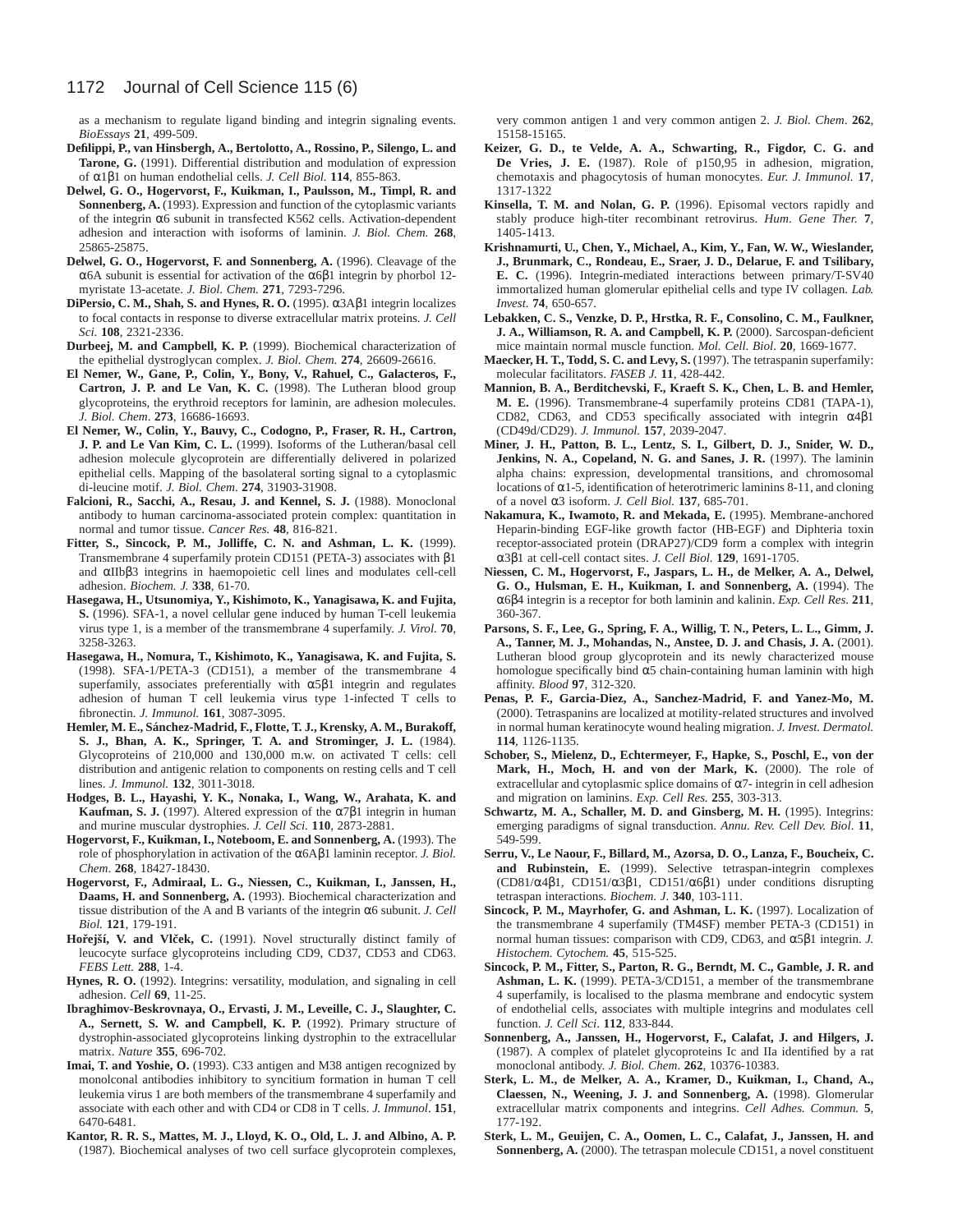as a mechanism to regulate ligand binding and integrin signaling events. *BioEssays* **21**, 499-509.

**Defilippi, P., van Hinsbergh, A., Bertolotto, A., Rossino, P., Silengo, L. and Tarone, G.** (1991). Differential distribution and modulation of expression of α1β1 on human endothelial cells. *J. Cell Biol.* **114**, 855-863.

**Delwel, G. O., Hogervorst, F., Kuikman, I., Paulsson, M., Timpl, R. and Sonnenberg, A.** (1993). Expression and function of the cytoplasmic variants of the integrin α6 subunit in transfected K562 cells. Activation-dependent adhesion and interaction with isoforms of laminin. *J. Biol. Chem.* **268**, 25865-25875.

**Delwel, G. O., Hogervorst, F. and Sonnenberg, A.** (1996). Cleavage of the α6A subunit is essential for activation of the α6β1 integrin by phorbol 12-myristate 13-acetate. *J. Biol. Chem.* **271**, 7293-7296.

**DiPersio, C. M., Shah, S. and Hynes, R. O.** (1995). α3Aβ1 integrin localizes to focal contacts in response to diverse extracellular matrix proteins. *J. Cell Sci.* **108**, 2321-2336.

**Durbeej, M. and Campbell, K. P.** (1999). Biochemical characterization of the epithelial dystroglycan complex. *J. Biol. Chem.* **274**, 26609-26616.

**El Nemer, W., Gane, P., Colin, Y., Bony, V., Rahuel, C., Galacteros, F., Cartron, J. P. and Le Van, K. C.** (1998). The Lutheran blood group glycoproteins, the erythroid receptors for laminin, are adhesion molecules. *J. Biol. Chem.* **273**, 16686-16693.

**El Nemer, W., Colin, Y., Bauvy, C., Codogno, P., Fraser, R. H., Cartron, J. P. and Le Van Kim, C. L.** (1999). Isoforms of the Lutheran/basal cell adhesion molecule glycoprotein are differentially delivered in polarized epithelial cells. Mapping of the basolateral sorting signal to a cytoplasmic di-leucine motif. *J. Biol. Chem.* **274**, 31903-31908.

**Falcioni, R., Sacchi, A., Resau, J. and Kennel, S. J.** (1988). Monoclonal antibody to human carcinoma-associated protein complex: quantitation in normal and tumor tissue. *Cancer Res.* **48**, 816-821.

**Fitter, S., Sincock, P. M., Jolliffe, C. N. and Ashman, L. K.** (1999). Transmembrane 4 superfamily protein CD151 (PETA-3) associates with β1 and αIIbβ3 integrins in haemopoietic cell lines and modulates cell-cell adhesion. *Biochem. J.* **338**, 61-70.

**Hasegawa, H., Utsunomiya, Y., Kishimoto, K., Yanagisawa, K. and Fujita, S.** (1996). SFA-1, a novel cellular gene induced by human T-cell leukemia virus type 1, is a member of the transmembrane 4 superfamily. *J. Virol.* **70**, 3258-3263.

**Hasegawa, H., Nomura, T., Kishimoto, K., Yanagisawa, K. and Fujita, S.** (1998). SFA-1/PETA-3 (CD151), a member of the transmembrane 4 superfamily, associates preferentially with α5β1 integrin and regulates adhesion of human T cell leukemia virus type 1-infected T cells to fibronectin. *J. Immunol.* **161**, 3087-3095.

**Hemler, M. E., Sánchez-Madrid, F., Flotte, T. J., Krensky, A. M., Burakoff, S. J., Bhan, A. K., Springer, T. A. and Strominger, J. L.** (1984). Glycoproteins of 210,000 and 130,000 m.w. on activated T cells: cell distribution and antigenic relation to components on resting cells and T cell lines. *J. Immunol.* **132**, 3011-3018.

**Hodges, B. L., Hayashi, Y. K., Nonaka, I., Wang, W., Arahata, K. and Kaufman, S. J.** (1997). Altered expression of the α7β1 integrin in human and murine muscular dystrophies. *J. Cell Sci.* **110**, 2873-2881.

**Hogervorst, F., Kuikman, I., Noteboom, E. and Sonnenberg, A.** (1993). The role of phosphorylation in activation of the α6Aβ1 laminin receptor. *J. Biol. Chem.* **268**, 18427-18430.

**Hogervorst, F., Admiraal, L. G., Niessen, C., Kuikman, I., Janssen, H., Daams, H. and Sonnenberg, A.** (1993). Biochemical characterization and tissue distribution of the A and B variants of the integrin α6 subunit. *J. Cell Biol.* **121**, 179-191.

**Hořejší, V. and Vlček, C.** (1991). Novel structurally distinct family of leucocyte surface glycoproteins including CD9, CD37, CD53 and CD63. *FEBS Lett.* **288**, 1-4.

**Hynes, R. O.** (1992). Integrins: versatility, modulation, and signaling in cell adhesion. *Cell* **69**, 11-25.

**Ibraghimov-Beskrovnaya, O., Ervasti, J. M., Leveille, C. J., Slaughter, C. A., Sernett, S. W. and Campbell, K. P.** (1992). Primary structure of dystrophin-associated glycoproteins linking dystrophin to the extracellular matrix. *Nature* **355**, 696-702.

**Imai, T. and Yoshie, O.** (1993). C33 antigen and M38 antigen recognized by monolconal antibodies inhibitory to syncitium formation in human T cell leukemia virus 1 are both members of the transmembrane 4 superfamily and associate with each other and with CD4 or CD8 in T cells. *J. Immunol.* **151**, 6470-6481.

**Kantor, R. R. S., Mattes, M. J., Lloyd, K. O., Old, L. J. and Albino, A. P.** (1987). Biochemical analyses of two cell surface glycoprotein complexes, very common antigen 1 and very common antigen 2. *J. Biol. Chem.* **262**, 15158-15165.

**Keizer, G. D., te Velde, A. A., Schwarting, R., Figdor, C. G. and De Vries, J. E.** (1987). Role of p150,95 in adhesion, migration, chemotaxis and phagocytosis of human monocytes. *Eur. J. Immunol.* **17**, 1317-1322

**Kinsella, T. M. and Nolan, G. P.** (1996). Episomal vectors rapidly and stably produce high-titer recombinant retrovirus. *Hum. Gene Ther.* **7**, 1405-1413.

**Krishnamurti, U., Chen, Y., Michael, A., Kim, Y., Fan, W. W., Wieslander, J., Brunmark, C., Rondeau, E., Sraer, J. D., Delarue, F. and Tsilibary, E. C.** (1996). Integrin-mediated interactions between primary/T-SV40 immortalized human glomerular epithelial cells and type IV collagen. *Lab. Invest.* **74**, 650-657.

**Lebakken, C. S., Venzke, D. P., Hrstka, R. F., Consolino, C. M., Faulkner, J. A., Williamson, R. A. and Campbell, K. P.** (2000). Sarcospan-deficient mice maintain normal muscle function. *Mol. Cell. Biol.* **20**, 1669-1677.

**Maecker, H. T., Todd, S. C. and Levy, S.** (1997). The tetraspanin superfamily: molecular facilitators. *FASEB J.* **11**, 428-442.

**Mannion, B. A., Berditchevski, F., Kraeft S. K., Chen, L. B. and Hemler, M. E.** (1996). Transmembrane-4 superfamily proteins CD81 (TAPA-1), CD82, CD63, and CD53 specifically associated with integrin α4β1 (CD49d/CD29). *J. Immunol.* **157**, 2039-2047.

**Miner, J. H., Patton, B. L., Lentz, S. I., Gilbert, D. J., Snider, W. D., Jenkins, N. A., Copeland, N. G. and Sanes, J. R.** (1997). The laminin alpha chains: expression, developmental transitions, and chromosomal locations of α1-5, identification of heterotrimeric laminins 8-11, and cloning of a novel α3 isoform. *J. Cell Biol.* **137**, 685-701.

**Nakamura, K., Iwamoto, R. and Mekada, E.** (1995). Membrane-anchored Heparin-binding EGF-like growth factor (HB-EGF) and Diphteria toxin receptor-associated protein (DRAP27)/CD9 form a complex with integrin α3β1 at cell-cell contact sites. *J. Cell Biol.* **129**, 1691-1705.

**Niessen, C. M., Hogervorst, F., Jaspars, L. H., de Melker, A. A., Delwel, G. O., Hulsman, E. H., Kuikman, I. and Sonnenberg, A.** (1994). The α6β4 integrin is a receptor for both laminin and kalinin. *Exp. Cell Res.* **211**, 360-367.

**Parsons, S. F., Lee, G., Spring, F. A., Willig, T. N., Peters, L. L., Gimm, J. A., Tanner, M. J., Mohandas, N., Anstee, D. J. and Chasis, J. A.** (2001). Lutheran blood group glycoprotein and its newly characterized mouse homologue specifically bind α5 chain-containing human laminin with high affinity. *Blood* **97**, 312-320.

**Penas, P. F., Garcia-Diez, A., Sanchez-Madrid, F. and Yanez-Mo, M.** (2000). Tetraspanins are localized at motility-related structures and involved in normal human keratinocyte wound healing migration. *J. Invest. Dermatol.* **114**, 1126-1135.

**Schober, S., Mielenz, D., Echtermeyer, F., Hapke, S., Poschl, E., von der Mark, H., Moch, H. and von der Mark, K.** (2000). The role of extracellular and cytoplasmic splice domains of α7- integrin in cell adhesion and migration on laminins. *Exp. Cell Res.* **255**, 303-313.

**Schwartz, M. A., Schaller, M. D. and Ginsberg, M. H.** (1995). Integrins: emerging paradigms of signal transduction. *Annu. Rev. Cell Dev. Biol.* **11**, 549-599.

**Serru, V., Le Naour, F., Billard, M., Azorsa, D. O., Lanza, F., Boucheix, C. and Rubinstein, E.** (1999). Selective tetraspan-integrin complexes (CD81/α4β1, CD151/α3β1, CD151/α6β1) under conditions disrupting tetraspan interactions. *Biochem. J.* **340**, 103-111.

**Sincock, P. M., Mayrhofer, G. and Ashman, L. K.** (1997). Localization of the transmembrane 4 superfamily (TM4SF) member PETA-3 (CD151) in normal human tissues: comparison with CD9, CD63, and α5β1 integrin. *J. Histochem. Cytochem.* **45**, 515-525.

**Sincock, P. M., Fitter, S., Parton, R. G., Berndt, M. C., Gamble, J. R. and Ashman, L. K.** (1999). PETA-3/CD151, a member of the transmembrane 4 superfamily, is localised to the plasma membrane and endocytic system of endothelial cells, associates with multiple integrins and modulates cell function. *J. Cell Sci.* **112**, 833-844.

**Sonnenberg, A., Janssen, H., Hogervorst, F., Calafat, J. and Hilgers, J.** (1987). A complex of platelet glycoproteins Ic and IIa identified by a rat monoclonal antibody. *J. Biol. Chem.* **262**, 10376-10383.

**Sterk, L. M., de Melker, A. A., Kramer, D., Kuikman, I., Chand, A., Claessen, N., Weening, J. J. and Sonnenberg, A.** (1998). Glomerular extracellular matrix components and integrins. *Cell Adhes. Commun.* **5**, 177-192.

**Sterk, L. M., Geuijen, C. A., Oomen, L. C., Calafat, J., Janssen, H. and Sonnenberg, A.** (2000). The tetraspan molecule CD151, a novel constituent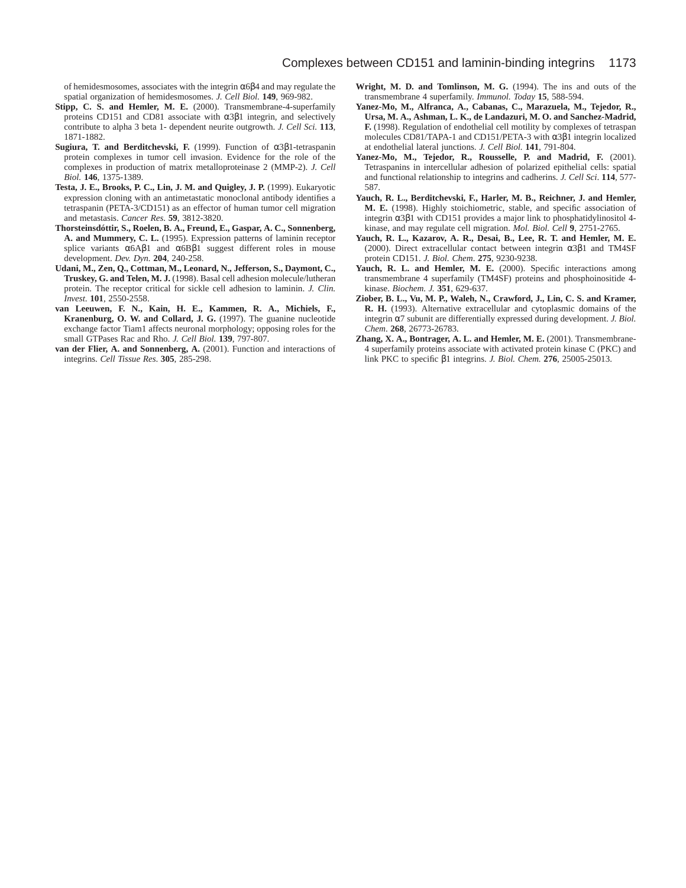of hemidesmosomes, associates with the integrin $\alpha6\beta4$ and may regulate the spatial organization of hemidesmosomes. *J. Cell Biol.* **149**, 969-982.

**Stipp, C. S. and Hemler, M. E.** (2000). Transmembrane-4-superfamily proteins CD151 and CD81 associate with $\alpha3\beta1$ integrin, and selectively contribute to alpha 3 beta 1- dependent neurite outgrowth. *J. Cell Sci.* **113**, 1871-1882.

**Sugiura, T. and Berditchevski, F.** (1999). Function of $\alpha3\beta1$-tetraspanin protein complexes in tumor cell invasion. Evidence for the role of the complexes in production of matrix metalloproteinase 2 (MMP-2). *J. Cell Biol.* **146**, 1375-1389.

**Testa, J. E., Brooks, P. C., Lin, J. M. and Quigley, J. P.** (1999). Eukaryotic expression cloning with an antimetastatic monoclonal antibody identifies a tetraspanin (PETA-3/CD151) as an effector of human tumor cell migration and metastasis. *Cancer Res.* **59**, 3812-3820.

**Thorsteinsdóttir, S., Roelen, B. A., Freund, E., Gaspar, A. C., Sonnenberg, A. and Mummery, C. L.** (1995). Expression patterns of laminin receptor splice variants $\alpha6A\beta1$ and $\alpha6B\beta1$ suggest different roles in mouse development. *Dev. Dyn.* **204**, 240-258.

**Udani, M., Zen, Q., Cottman, M., Leonard, N., Jefferson, S., Daymont, C., Truskey, G. and Telen, M. J.** (1998). Basal cell adhesion molecule/lutheran protein. The receptor critical for sickle cell adhesion to laminin. *J. Clin. Invest.* **101**, 2550-2558.

**van Leeuwen, F. N., Kain, H. E., Kammen, R. A., Michiels, F., Kranenburg, O. W. and Collard, J. G.** (1997). The guanine nucleotide exchange factor Tiam1 affects neuronal morphology; opposing roles for the small GTPases Rac and Rho. *J. Cell Biol.* **139**, 797-807.

**van der Flier, A. and Sonnenberg, A.** (2001). Function and interactions of integrins. *Cell Tissue Res.* **305**, 285-298.

**Wright, M. D. and Tomlinson, M. G.** (1994). The ins and outs of the transmembrane 4 superfamily. *Immunol. Today* **15**, 588-594.

**Yanez-Mo, M., Alfranca, A., Cabanas, C., Marazuela, M., Tejedor, R., Ursa, M. A., Ashman, L. K., de Landazuri, M. O. and Sanchez-Madrid, F.** (1998). Regulation of endothelial cell motility by complexes of tetraspan molecules CD81/TAPA-1 and CD151/PETA-3 with $\alpha3\beta1$ integrin localized at endothelial lateral junctions. *J. Cell Biol.* **141**, 791-804.

**Yanez-Mo, M., Tejedor, R., Rousselle, P. and Madrid, F.** (2001). Tetraspanins in intercellular adhesion of polarized epithelial cells: spatial and functional relationship to integrins and cadherins. *J. Cell Sci.* **114**, 577-587.

**Yauch, R. L., Berditchevski, F., Harler, M. B., Reichner, J. and Hemler, M. E.** (1998). Highly stoichiometric, stable, and specific association of integrin $\alpha3\beta1$ with CD151 provides a major link to phosphatidylinositol 4-kinase, and may regulate cell migration. *Mol. Biol. Cell* **9**, 2751-2765.

**Yauch, R. L., Kazarov, A. R., Desai, B., Lee, R. T. and Hemler, M. E.** (2000). Direct extracellular contact between integrin $\alpha3\beta1$ and TM4SF protein CD151. *J. Biol. Chem.* **275**, 9230-9238.

**Yauch, R. L. and Hemler, M. E.** (2000). Specific interactions among transmembrane 4 superfamily (TM4SF) proteins and phosphoinositide 4-kinase. *Biochem. J.* **351**, 629-637.

**Ziober, B. L., Vu, M. P., Waleh, N., Crawford, J., Lin, C. S. and Kramer, R. H.** (1993). Alternative extracellular and cytoplasmic domains of the integrin $\alpha7$ subunit are differentially expressed during development. *J. Biol. Chem.* **268**, 26773-26783.

**Zhang, X. A., Bontrager, A. L. and Hemler, M. E.** (2001). Transmembrane-4 superfamily proteins associate with activated protein kinase C (PKC) and link PKC to specific $\beta1$ integrins. *J. Biol. Chem.* **276**, 25005-25013.